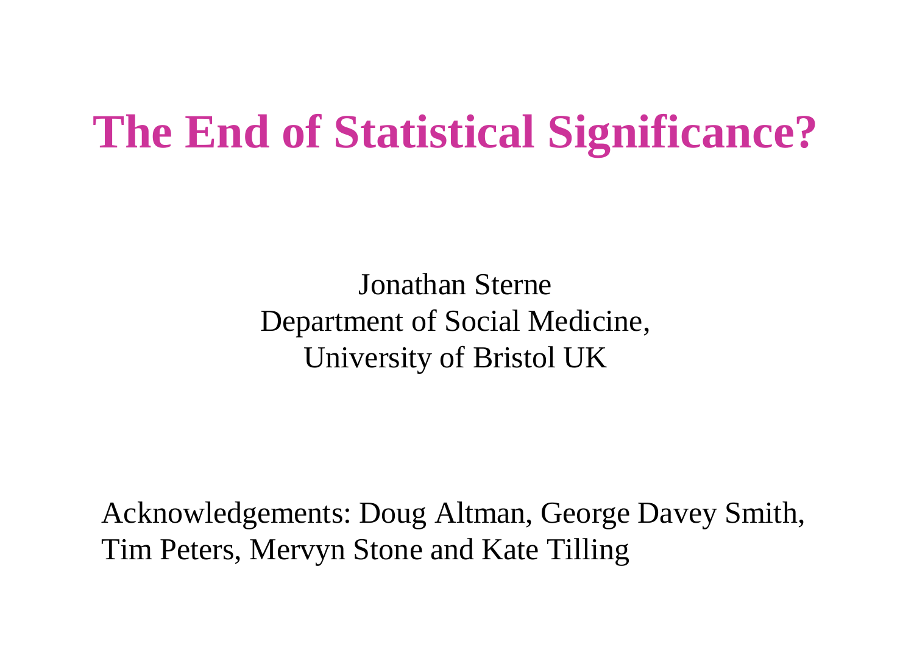# The End of Statistical Significance?

Jonathan Sterne
Department of Social Medicine,
University of Bristol UK

Acknowledgements: Doug Altman, George Davey Smith, Tim Peters, Mervyn Stone and Kate Tilling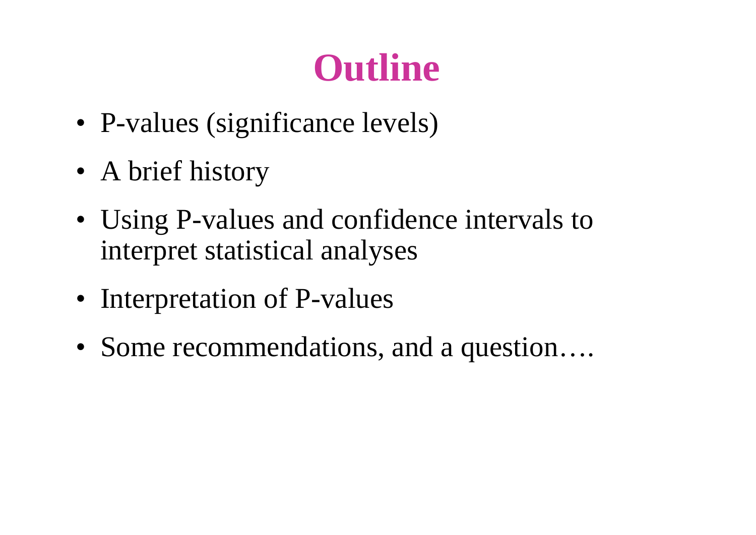# Outline

- P-values (significance levels)
- A brief history
- Using P-values and confidence intervals to interpret statistical analyses
- Interpretation of P-values
- Some recommendations, and a question….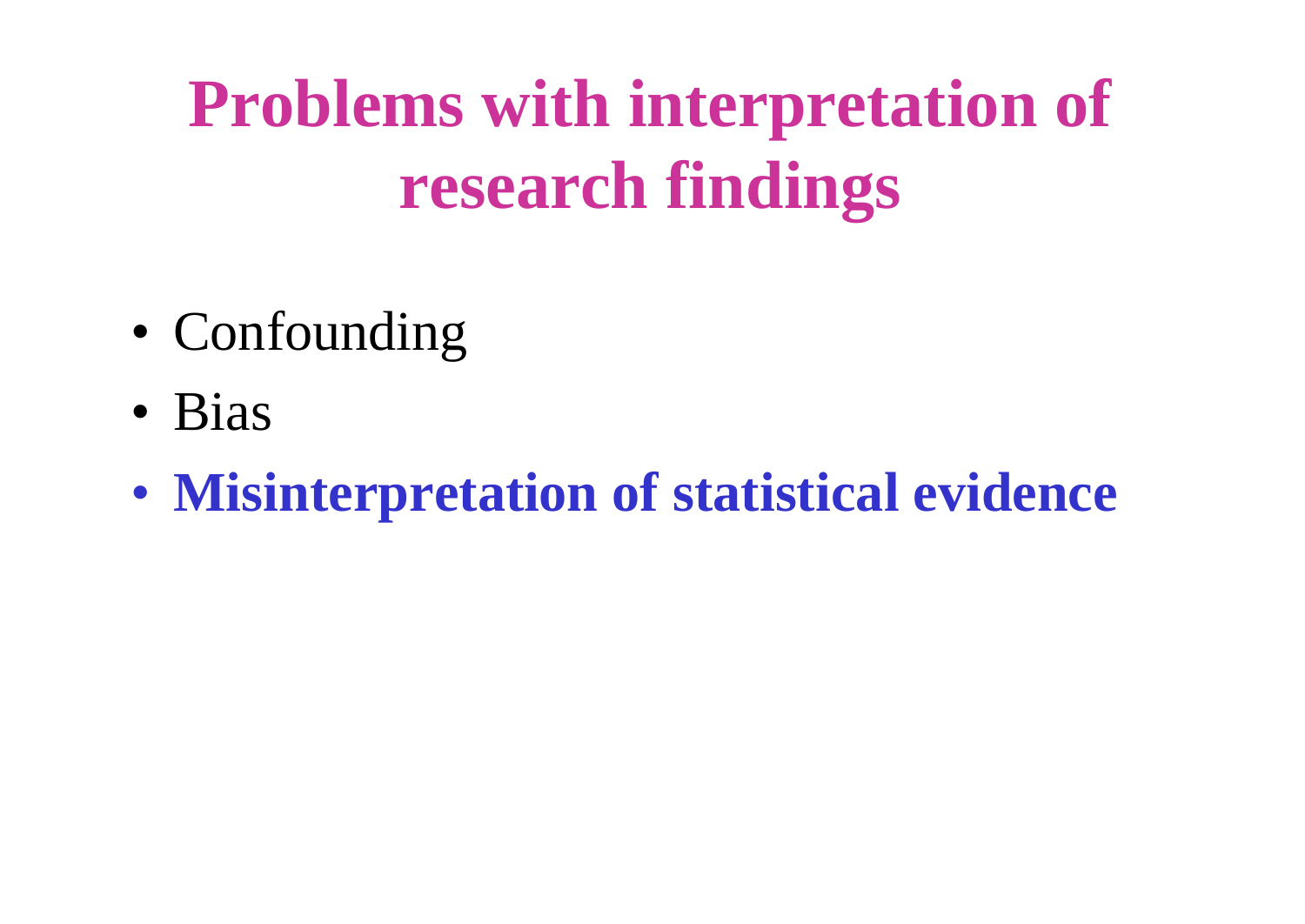# Problems with interpretation of research findings

- Confounding
- Bias
- **Misinterpretation of statistical evidence**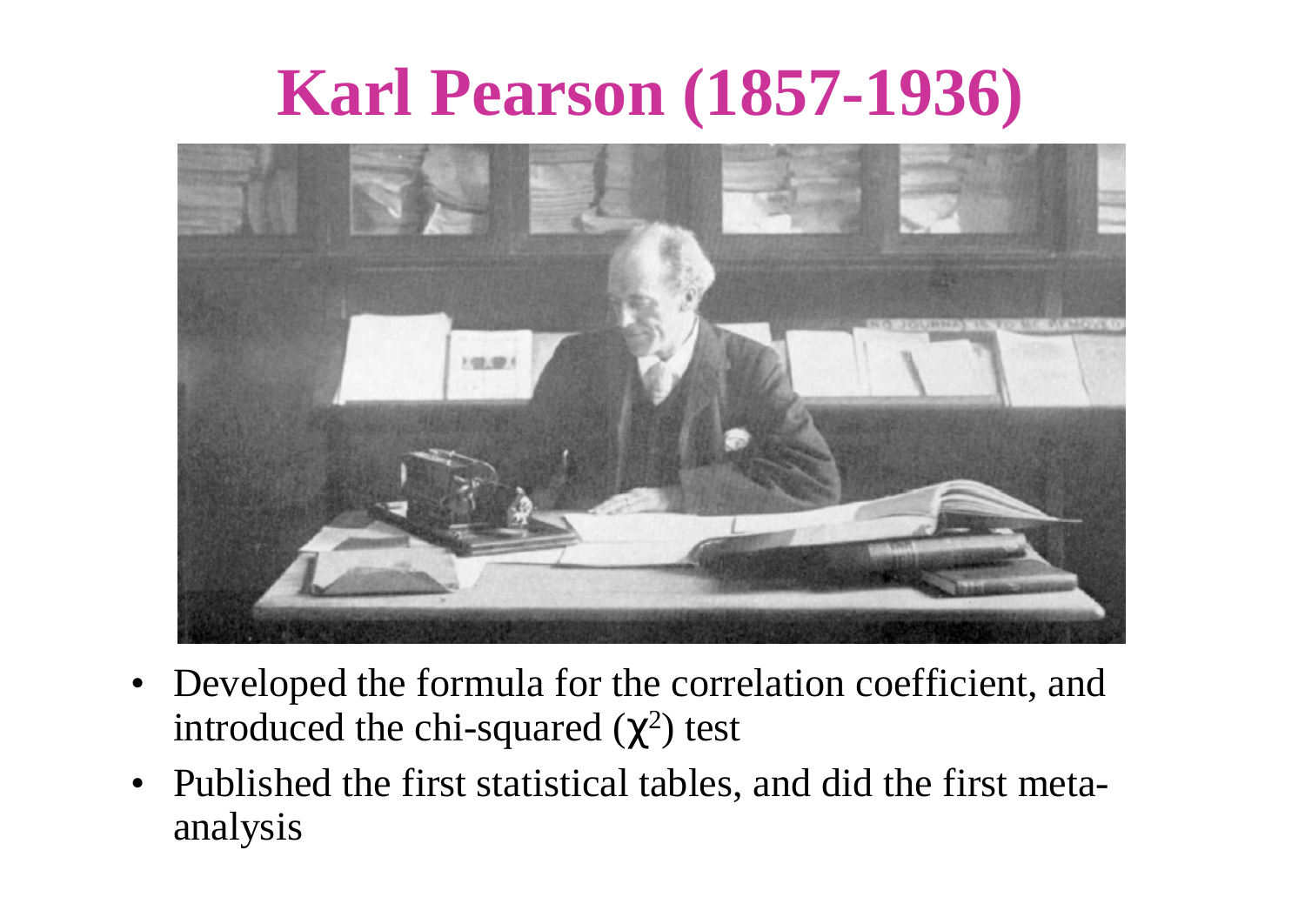# Karl Pearson (1857-1936)

- Developed the formula for the correlation coefficient, and introduced the chi-squared ($\chi^2$) test
- Published the first statistical tables, and did the first meta-analysis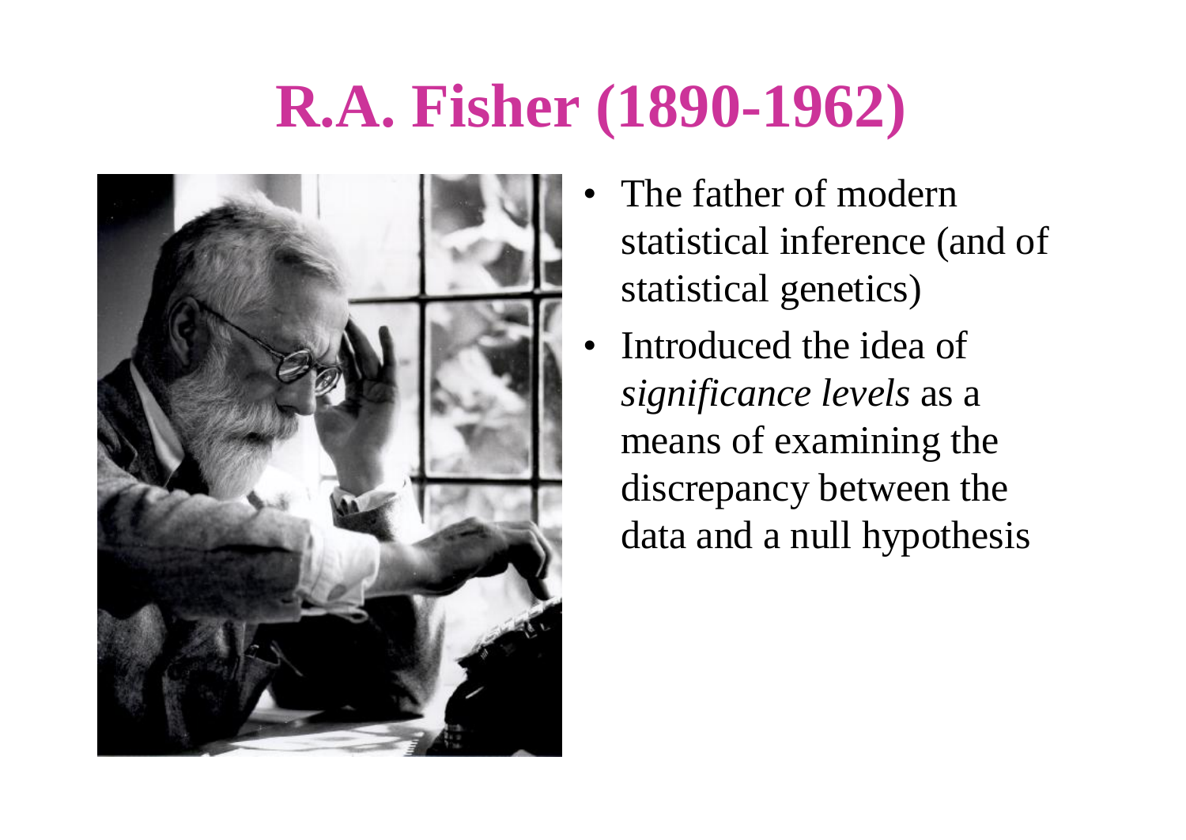# R.A. Fisher (1890-1962)

- The father of modern statistical inference (and of statistical genetics)
- Introduced the idea of *significance levels* as a means of examining the discrepancy between the data and a null hypothesis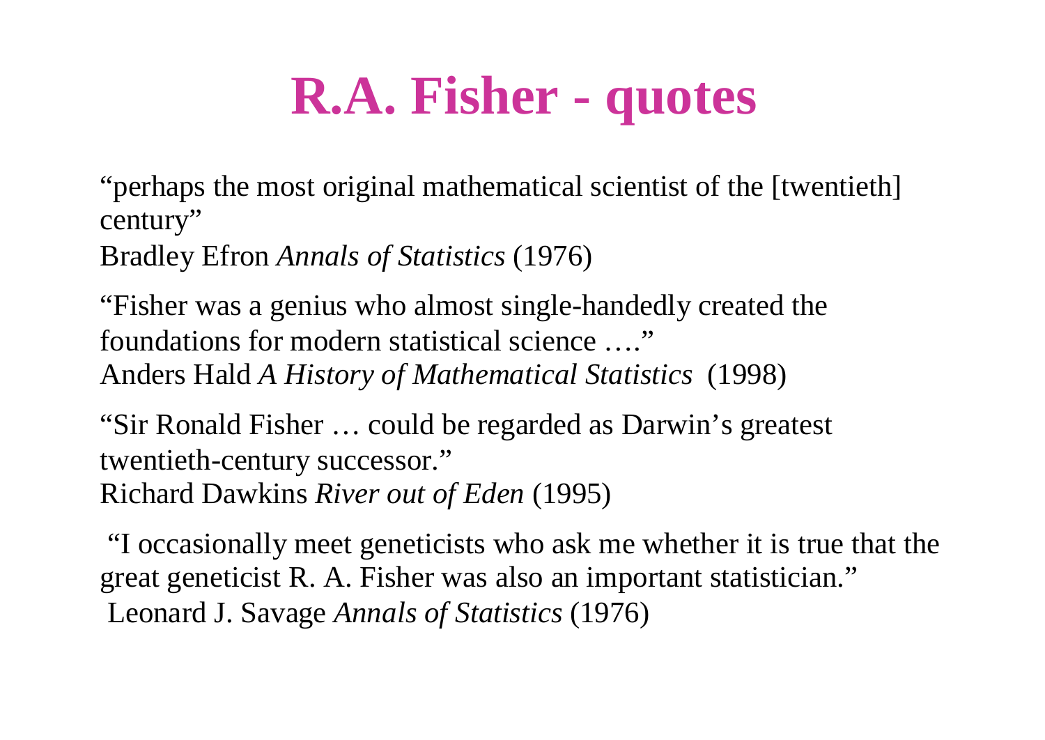# R.A. Fisher - quotes

"perhaps the most original mathematical scientist of the [twentieth] century"
Bradley Efron *Annals of Statistics* (1976)

"Fisher was a genius who almost single-handedly created the foundations for modern statistical science …."
Anders Hald *A History of Mathematical Statistics* (1998)

"Sir Ronald Fisher … could be regarded as Darwin's greatest twentieth-century successor."
Richard Dawkins *River out of Eden* (1995)

"I occasionally meet geneticists who ask me whether it is true that the great geneticist R. A. Fisher was also an important statistician."
Leonard J. Savage *Annals of Statistics* (1976)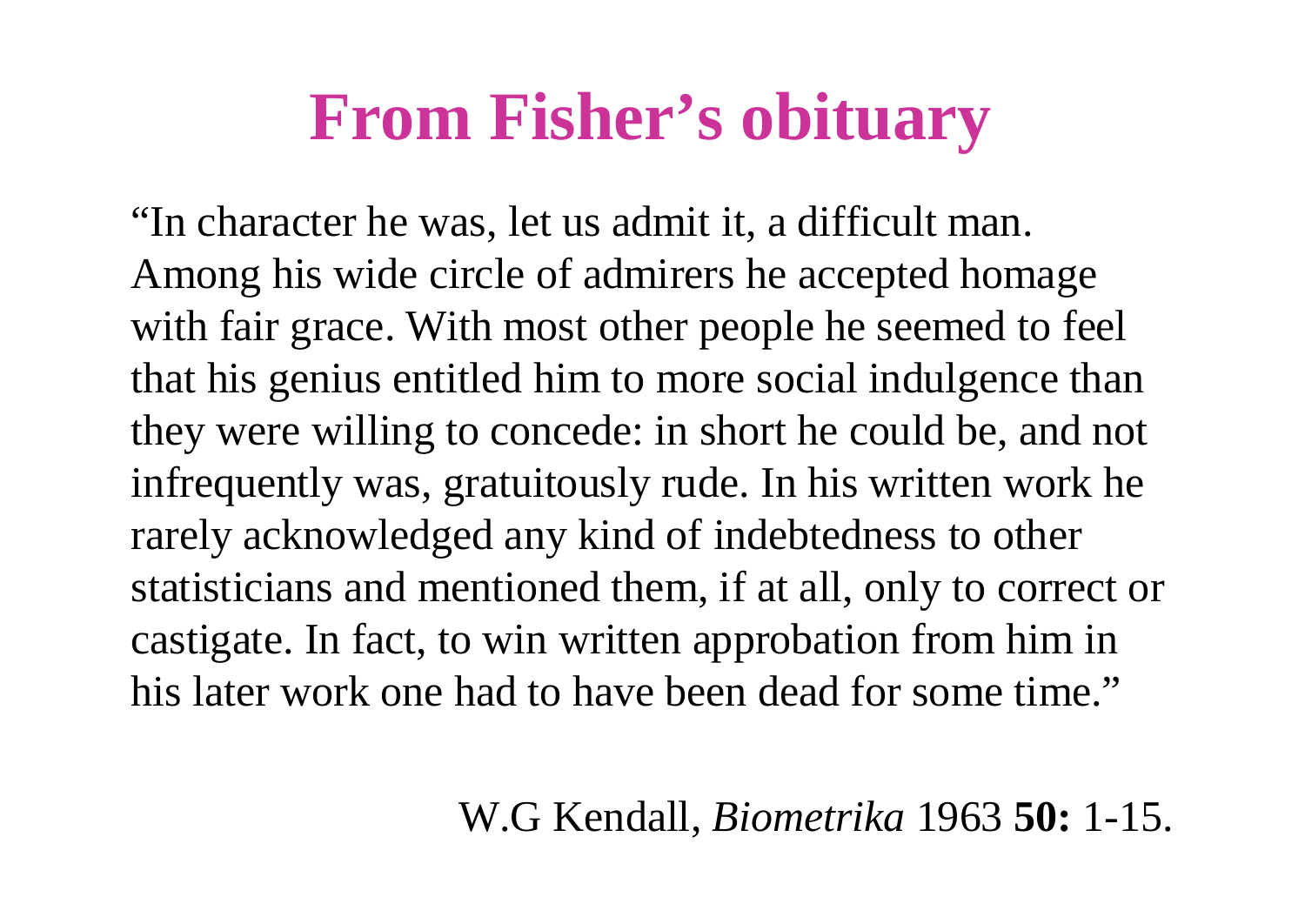# From Fisher's obituary

"In character he was, let us admit it, a difficult man. Among his wide circle of admirers he accepted homage with fair grace. With most other people he seemed to feel that his genius entitled him to more social indulgence than they were willing to concede: in short he could be, and not infrequently was, gratuitously rude. In his written work he rarely acknowledged any kind of indebtedness to other statisticians and mentioned them, if at all, only to correct or castigate. In fact, to win written approbation from him in his later work one had to have been dead for some time."

W.G Kendall, *Biometrika* 1963 **50:** 1-15.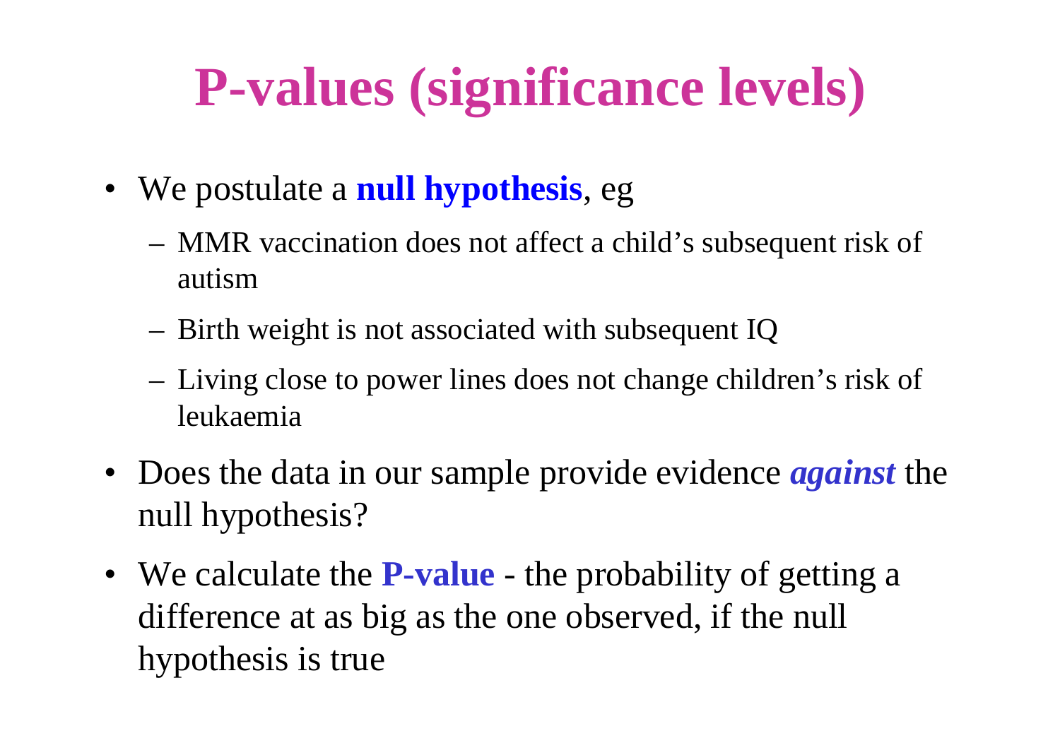# P-values (significance levels)

- We postulate a **null hypothesis**, eg
  - MMR vaccination does not affect a child's subsequent risk of autism
  - Birth weight is not associated with subsequent IQ
  - Living close to power lines does not change children's risk of leukaemia
- Does the data in our sample provide evidence ***against*** the null hypothesis?
- We calculate the **P-value** - the probability of getting a difference at as big as the one observed, if the null hypothesis is true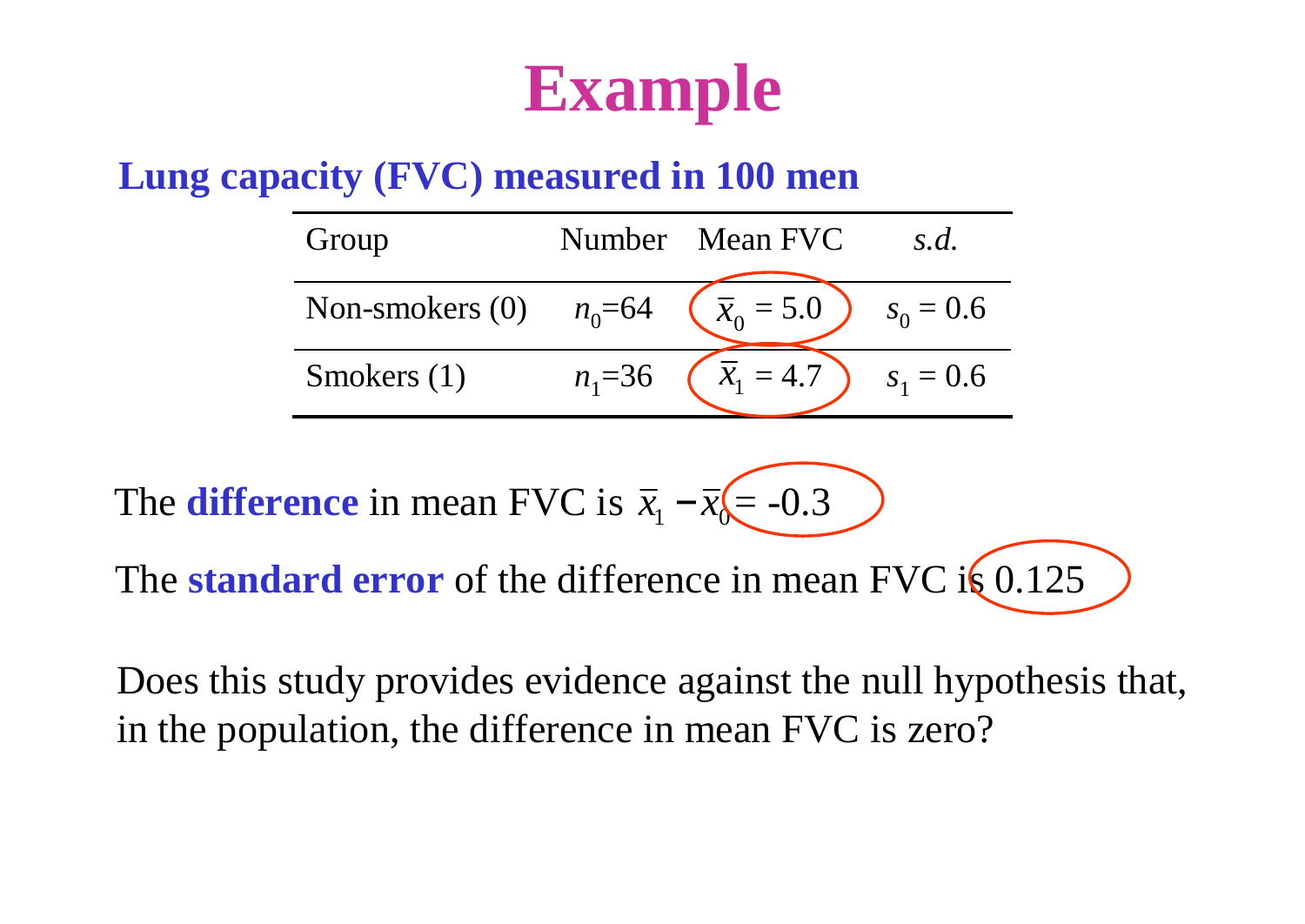# Example

**Lung capacity (FVC) measured in 100 men**

| Group | Number | Mean FVC | *s.d.* |
|---|---|---|---|
| Non-smokers (0) | $n_0$=64 | $\bar{x}_0 = 5.0$ | $s_0 = 0.6$ |
| Smokers (1) | $n_1$=36 | $\bar{x}_1 = 4.7$ | $s_1 = 0.6$ |

The **difference** in mean FVC is $\bar{x}_1 - \bar{x}_0 = -0.3$

The **standard error** of the difference in mean FVC is 0.125

Does this study provides evidence against the null hypothesis that, in the population, the difference in mean FVC is zero?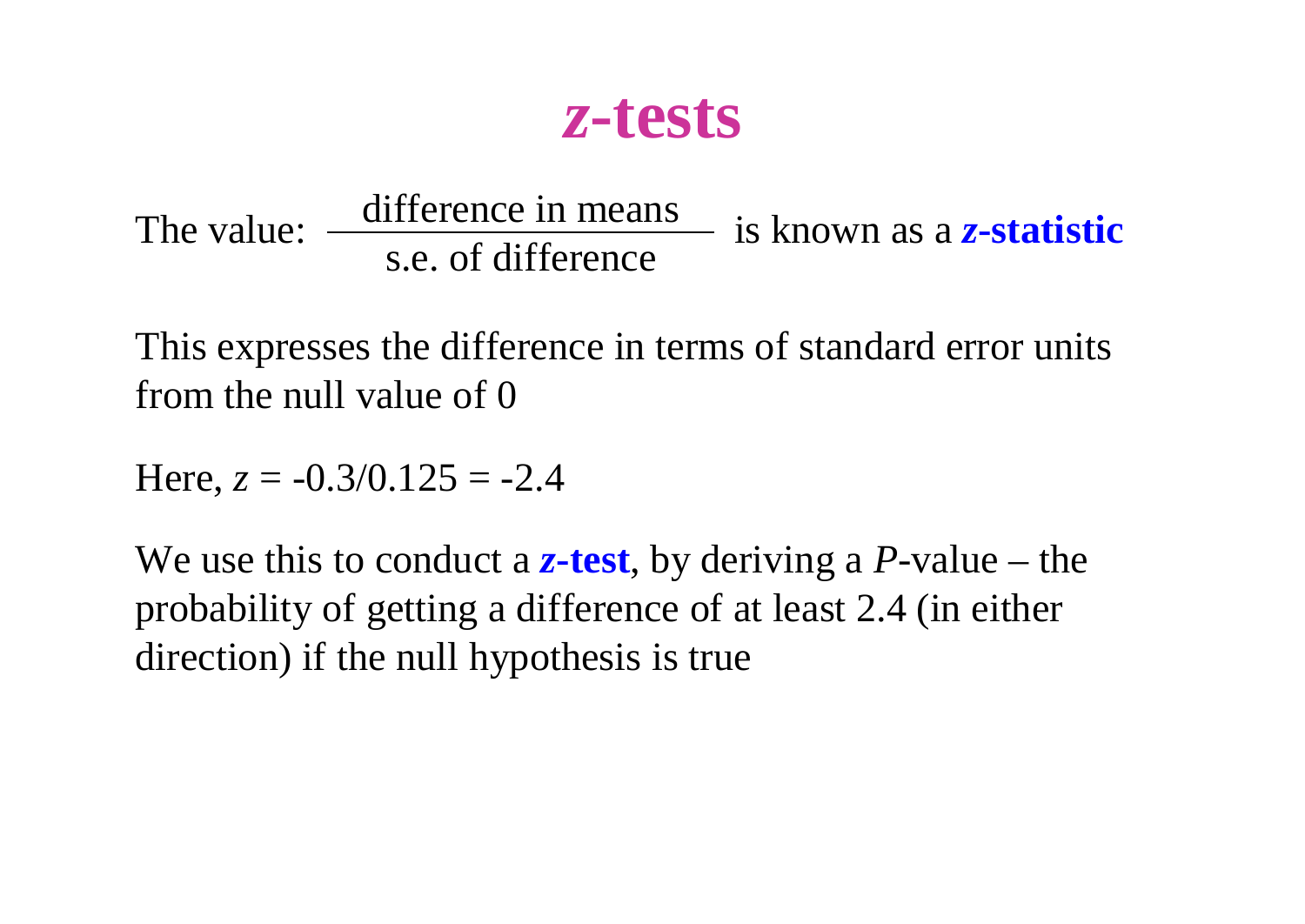# *z*-tests

The value: $\dfrac{\text{difference in means}}{\text{s.e. of difference}}$ is known as a ***z*-statistic**

This expresses the difference in terms of standard error units from the null value of 0

Here, $z = -0.3/0.125 = -2.4$

We use this to conduct a ***z*-test**, by deriving a *P*-value – the probability of getting a difference of at least 2.4 (in either direction) if the null hypothesis is true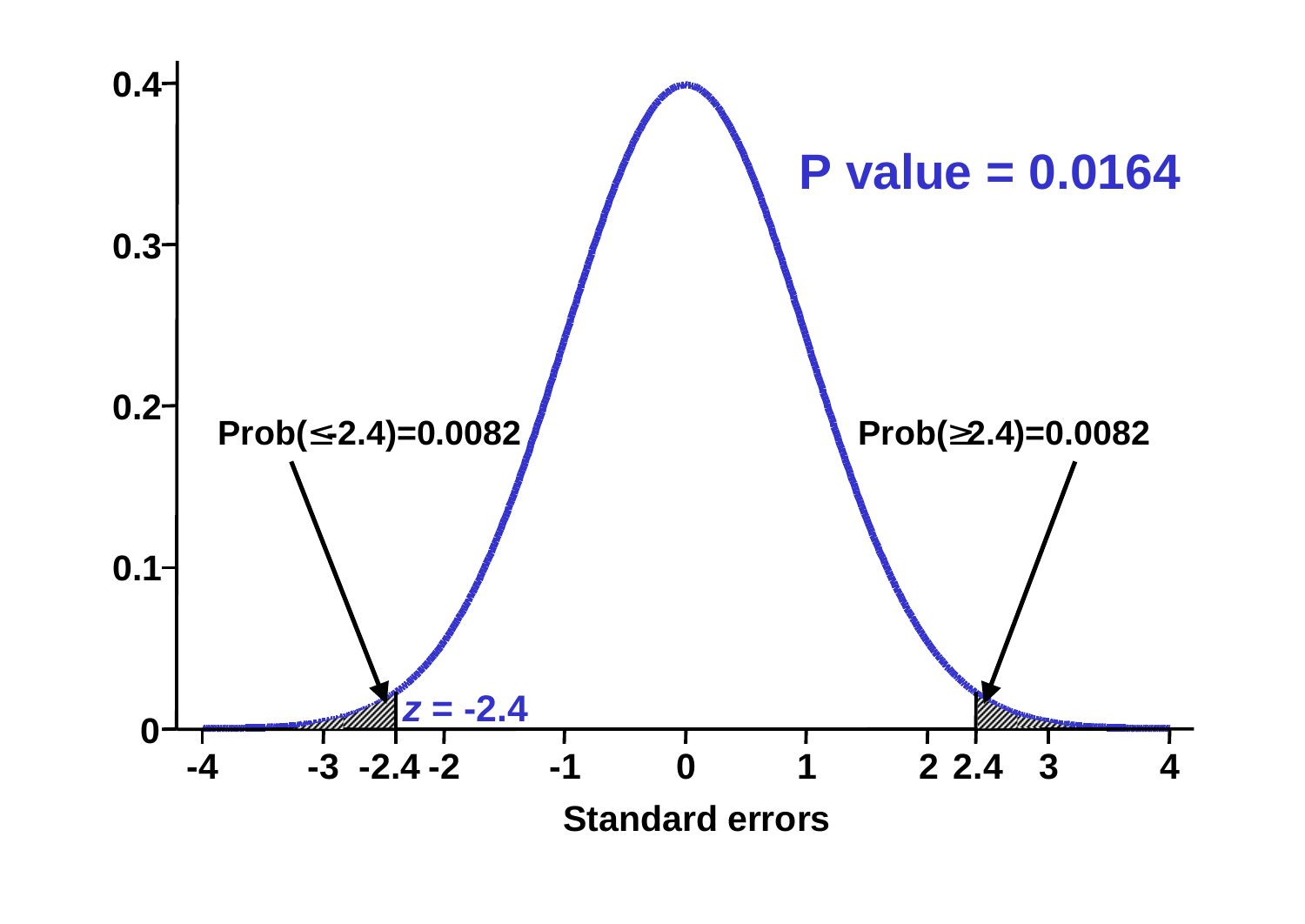P value = 0.0164

Prob(≤-2.4)=0.0082

Prob(≥2.4)=0.0082

$z$ = -2.4

Standard errors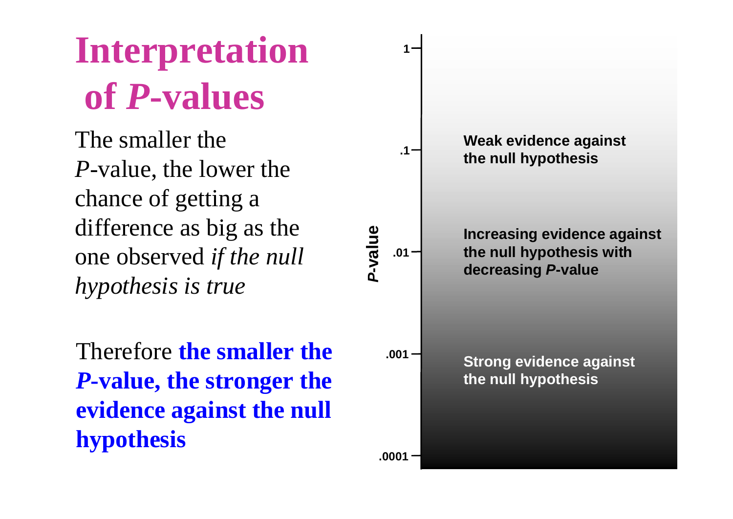# Interpretation of *P*-values

The smaller the *P*-value, the lower the chance of getting a difference as big as the one observed *if the null hypothesis is true*

Therefore **the smaller the *P*-value, the stronger the evidence against the null hypothesis**

*P*-value

1

.1 — **Weak evidence against the null hypothesis**

.01 — **Increasing evidence against the null hypothesis with decreasing *P*-value**

.001 — **Strong evidence against the null hypothesis**

.0001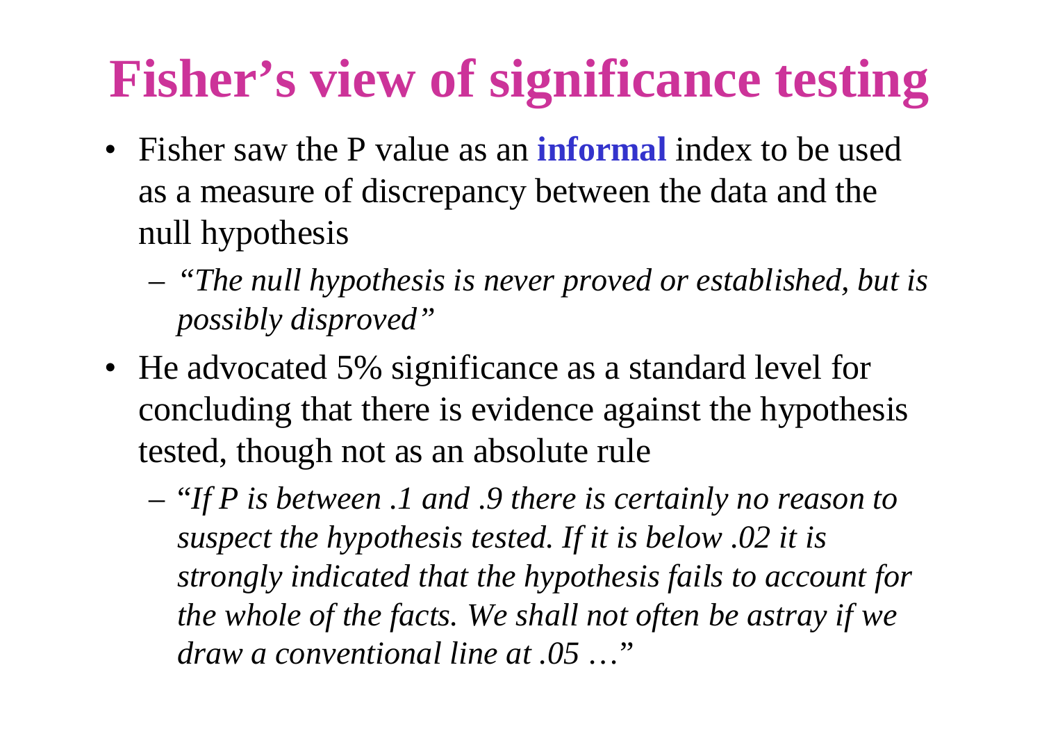# Fisher's view of significance testing

- Fisher saw the P value as an **informal** index to be used as a measure of discrepancy between the data and the null hypothesis
  - *"The null hypothesis is never proved or established, but is possibly disproved"*
- He advocated 5% significance as a standard level for concluding that there is evidence against the hypothesis tested, though not as an absolute rule
  - *"If P is between .1 and .9 there is certainly no reason to suspect the hypothesis tested. If it is below .02 it is strongly indicated that the hypothesis fails to account for the whole of the facts. We shall not often be astray if we draw a conventional line at .05 …"*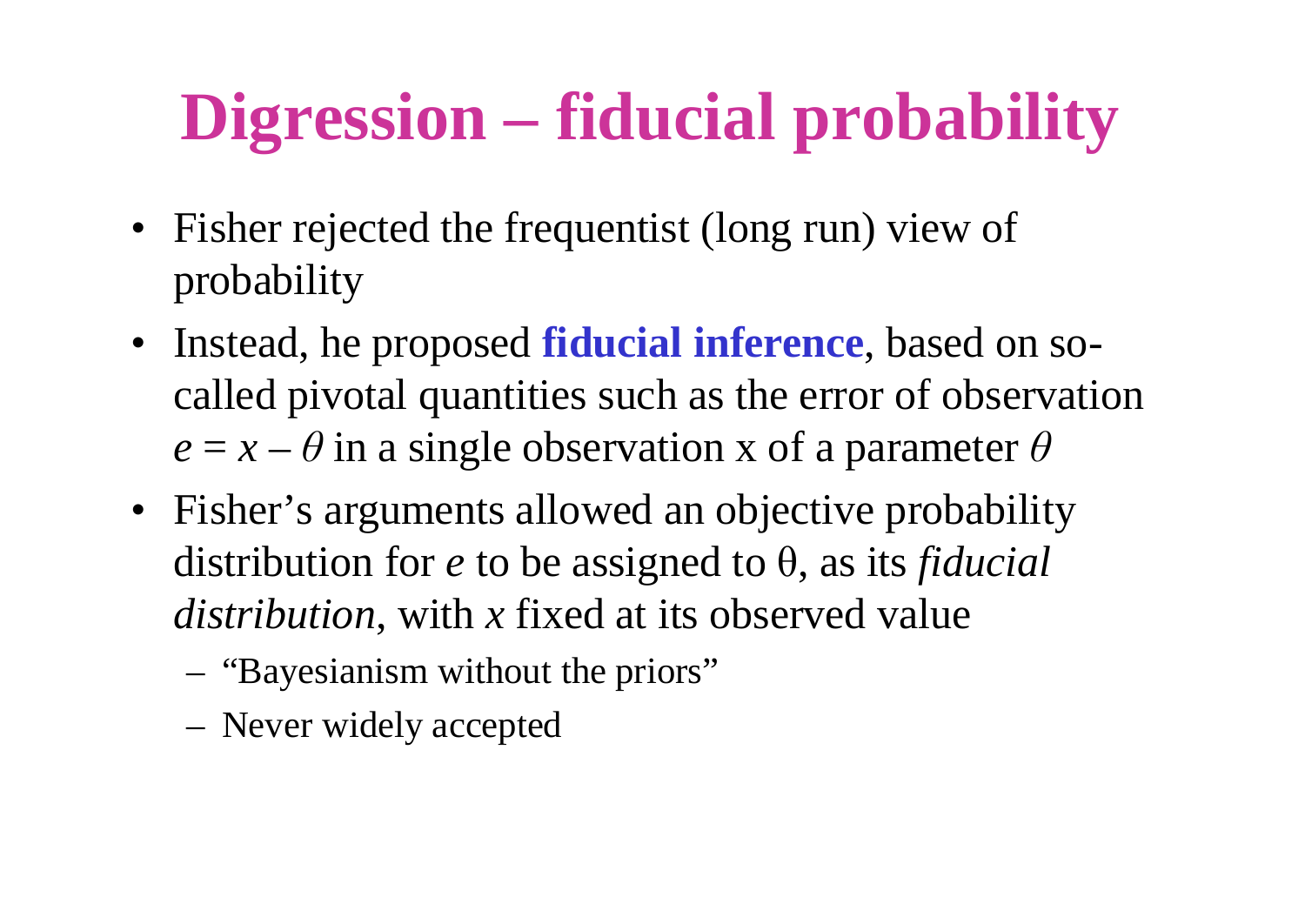# Digression – fiducial probability

- Fisher rejected the frequentist (long run) view of probability
- Instead, he proposed **fiducial inference**, based on so-called pivotal quantities such as the error of observation $e = x - \theta$ in a single observation x of a parameter $\theta$
- Fisher's arguments allowed an objective probability distribution for $e$ to be assigned to $\theta$, as its *fiducial distribution*, with $x$ fixed at its observed value
  - "Bayesianism without the priors"
  - Never widely accepted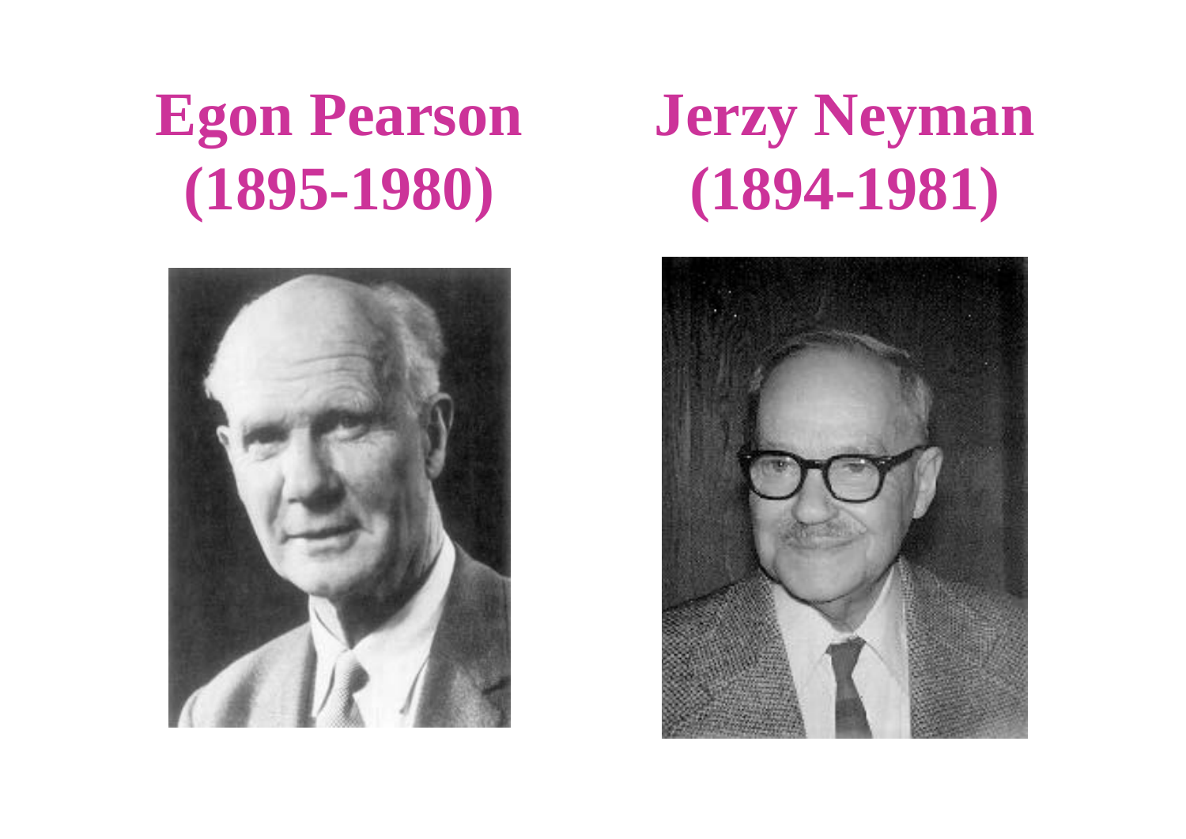**Egon Pearson (1895-1980)**

**Jerzy Neyman (1894-1981)**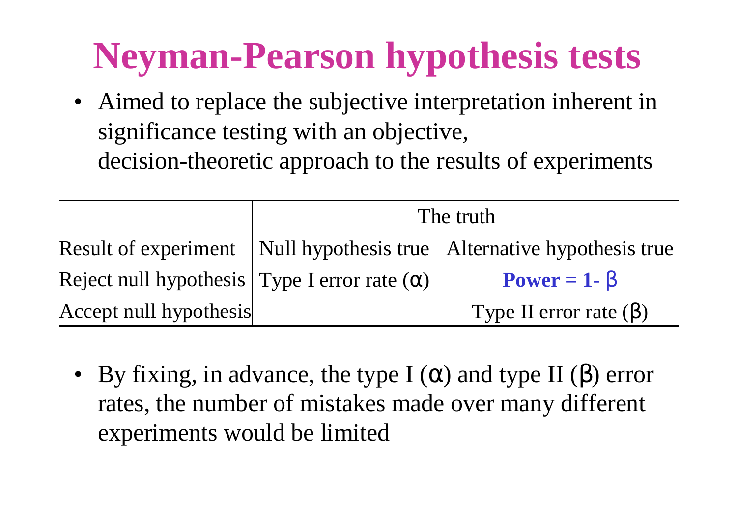# Neyman-Pearson hypothesis tests

- Aimed to replace the subjective interpretation inherent in significance testing with an objective, decision-theoretic approach to the results of experiments

| | The truth | |
|---|---|---|
| Result of experiment | Null hypothesis true | Alternative hypothesis true |
| Reject null hypothesis | Type I error rate ($\alpha$) | **Power = 1- $\beta$** |
| Accept null hypothesis | | Type II error rate ($\beta$) |

- By fixing, in advance, the type I ($\alpha$) and type II ($\beta$) error rates, the number of mistakes made over many different experiments would be limited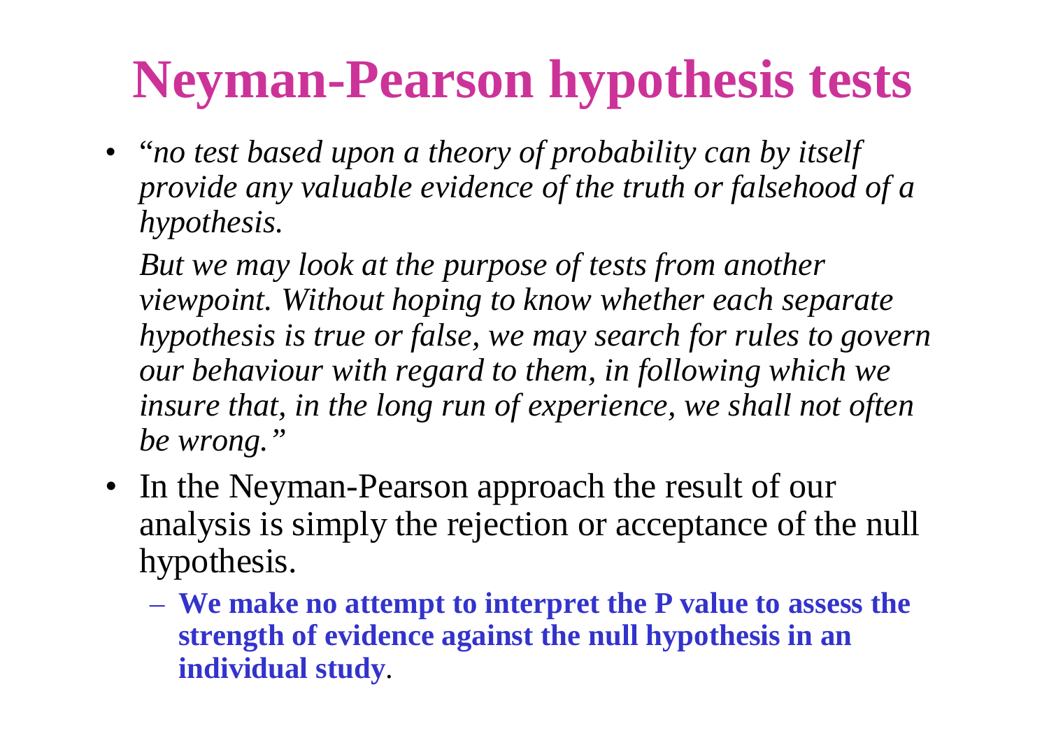# Neyman-Pearson hypothesis tests

- "*no test based upon a theory of probability can by itself provide any valuable evidence of the truth or falsehood of a hypothesis.*

  *But we may look at the purpose of tests from another viewpoint. Without hoping to know whether each separate hypothesis is true or false, we may search for rules to govern our behaviour with regard to them, in following which we insure that, in the long run of experience, we shall not often be wrong."*

- In the Neyman-Pearson approach the result of our analysis is simply the rejection or acceptance of the null hypothesis.
  - **We make no attempt to interpret the P value to assess the strength of evidence against the null hypothesis in an individual study**.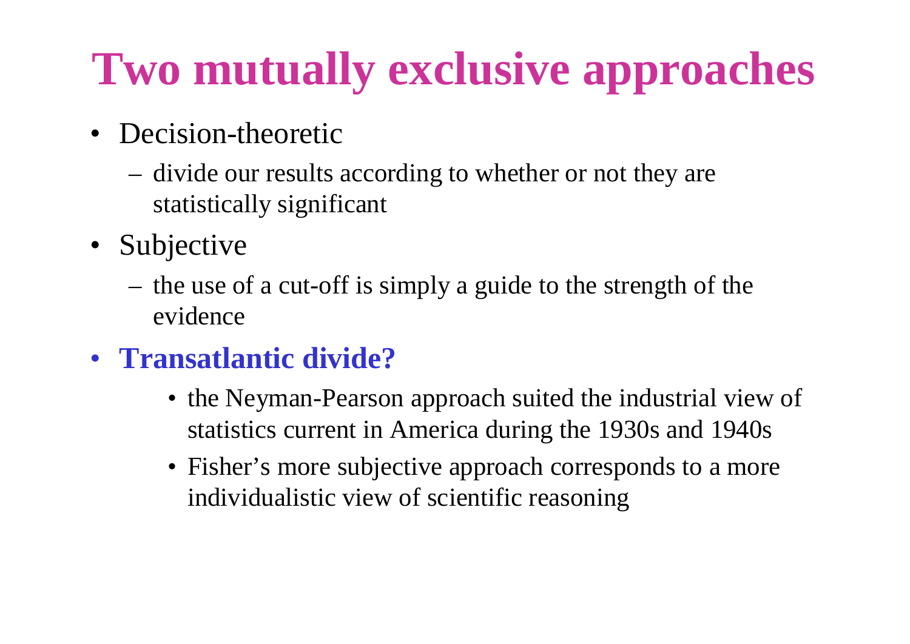# Two mutually exclusive approaches

- Decision-theoretic
  - divide our results according to whether or not they are statistically significant
- Subjective
  - the use of a cut-off is simply a guide to the strength of the evidence
- **Transatlantic divide?**
  - the Neyman-Pearson approach suited the industrial view of statistics current in America during the 1930s and 1940s
  - Fisher's more subjective approach corresponds to a more individualistic view of scientific reasoning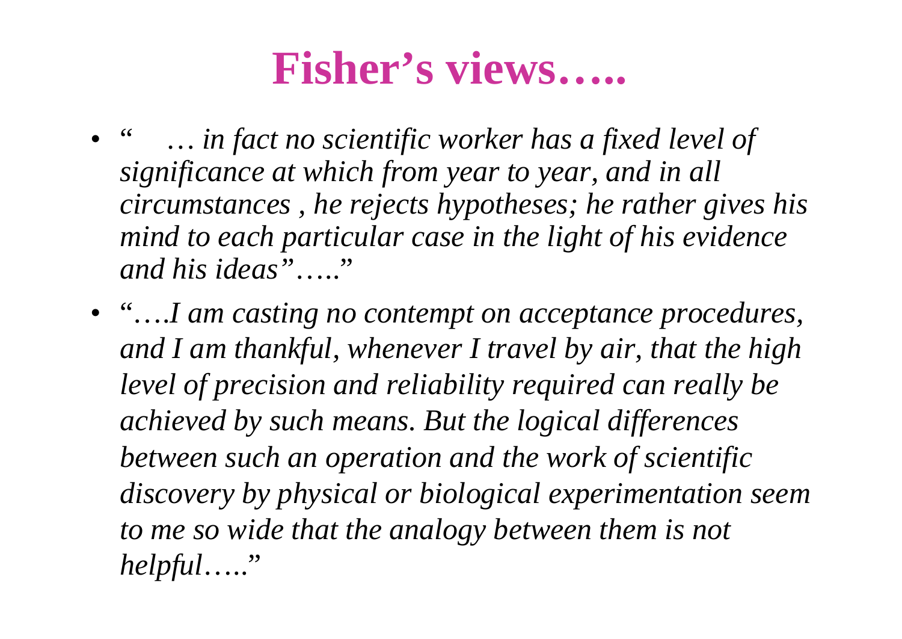# Fisher's views…..

- *" … in fact no scientific worker has a fixed level of significance at which from year to year, and in all circumstances , he rejects hypotheses; he rather gives his mind to each particular case in the light of his evidence and his ideas"…..*"
- "*….I am casting no contempt on acceptance procedures, and I am thankful, whenever I travel by air, that the high level of precision and reliability required can really be achieved by such means. But the logical differences between such an operation and the work of scientific discovery by physical or biological experimentation seem to me so wide that the analogy between them is not helpful…..*"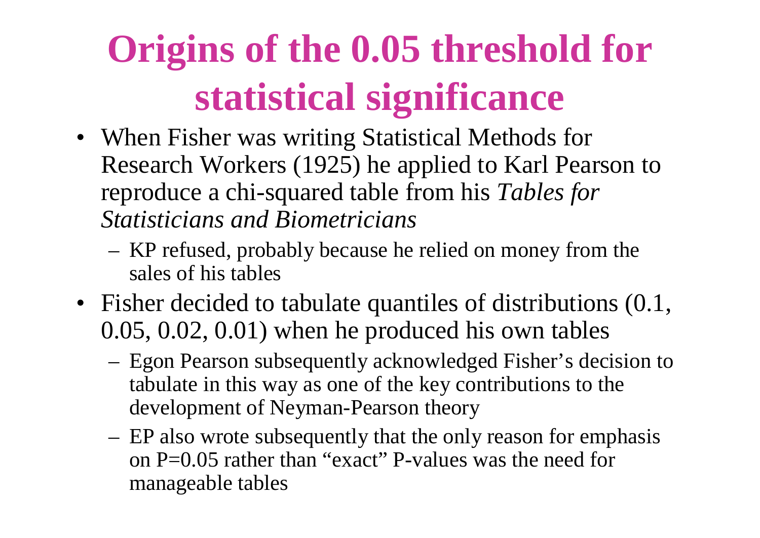# Origins of the 0.05 threshold for statistical significance

- When Fisher was writing Statistical Methods for Research Workers (1925) he applied to Karl Pearson to reproduce a chi-squared table from his *Tables for Statisticians and Biometricians*
  - KP refused, probably because he relied on money from the sales of his tables
- Fisher decided to tabulate quantiles of distributions (0.1, 0.05, 0.02, 0.01) when he produced his own tables
  - Egon Pearson subsequently acknowledged Fisher's decision to tabulate in this way as one of the key contributions to the development of Neyman-Pearson theory
  - EP also wrote subsequently that the only reason for emphasis on P=0.05 rather than "exact" P-values was the need for manageable tables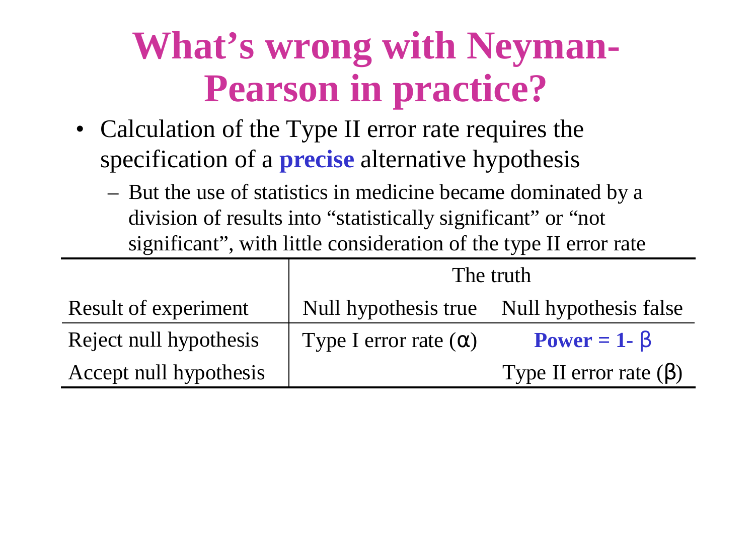# What's wrong with Neyman-Pearson in practice?

- Calculation of the Type II error rate requires the specification of a **precise** alternative hypothesis
  - But the use of statistics in medicine became dominated by a division of results into "statistically significant" or "not significant", with little consideration of the type II error rate

| | The truth | |
|---|---|---|
| Result of experiment | Null hypothesis true | Null hypothesis false |
| Reject null hypothesis | Type I error rate ($\alpha$) | **Power = 1- $\beta$** |
| Accept null hypothesis | | Type II error rate ($\beta$) |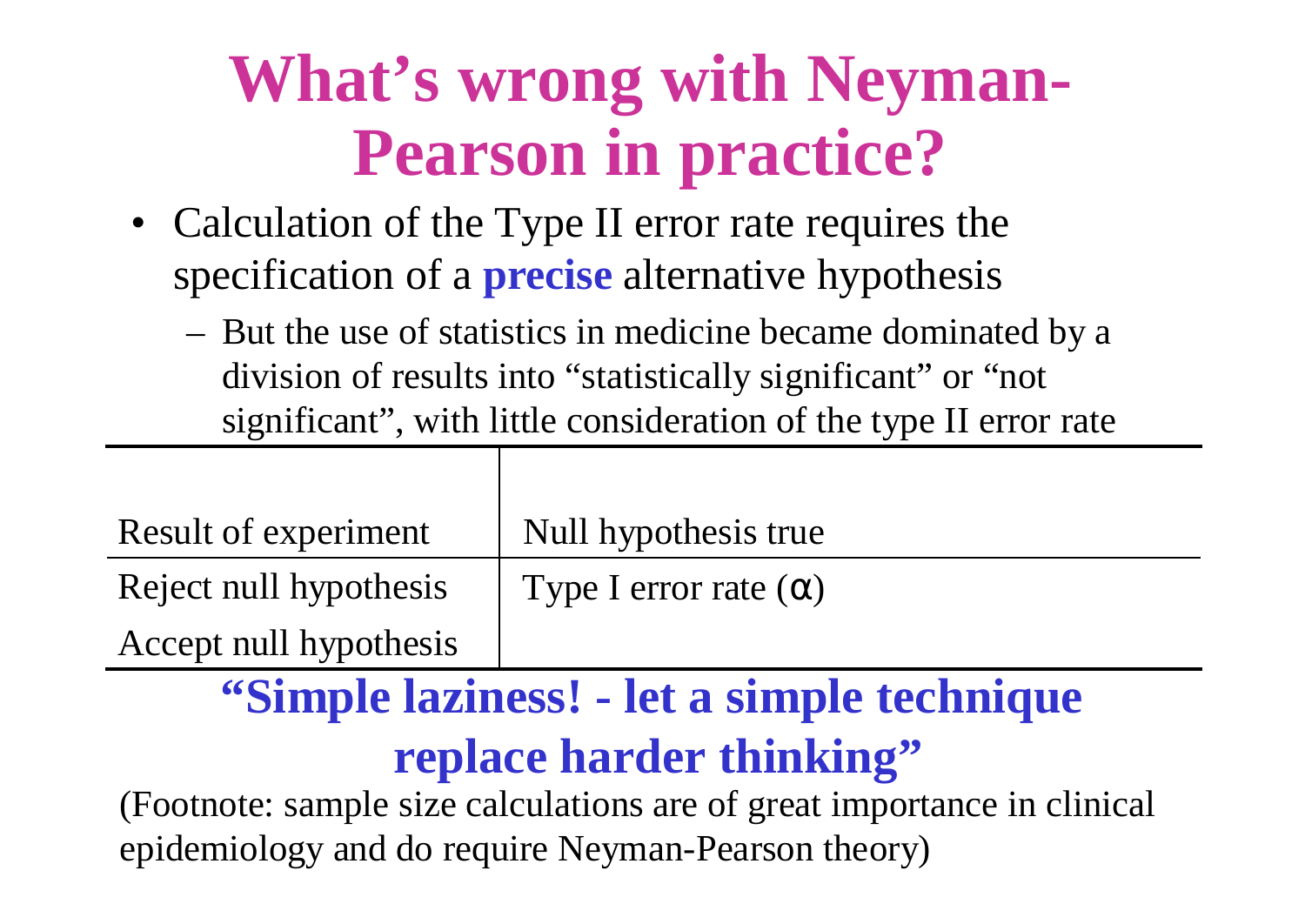# What's wrong with Neyman-Pearson in practice?

- Calculation of the Type II error rate requires the specification of a **precise** alternative hypothesis
  - But the use of statistics in medicine became dominated by a division of results into "statistically significant" or "not significant", with little consideration of the type II error rate

| Result of experiment | Null hypothesis true |
|---|---|
| Reject null hypothesis | Type I error rate ($\alpha$) |
| Accept null hypothesis | |

**"Simple laziness! - let a simple technique replace harder thinking"**

(Footnote: sample size calculations are of great importance in clinical epidemiology and do require Neyman-Pearson theory)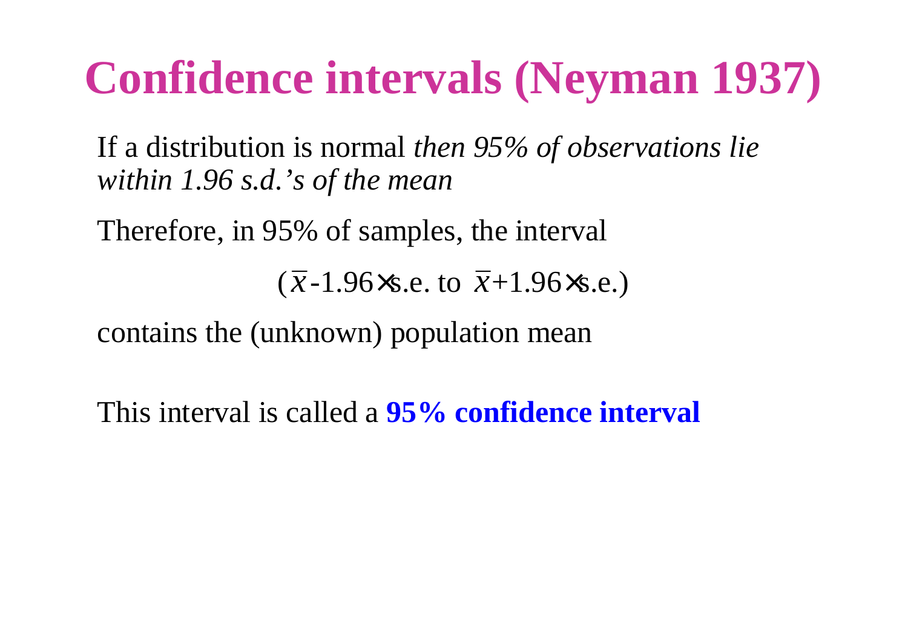# Confidence intervals (Neyman 1937)

If a distribution is normal *then 95% of observations lie within 1.96 s.d.'s of the mean*

Therefore, in 95% of samples, the interval

$$(\bar{x}-1.96\times\text{s.e. to } \bar{x}+1.96\times\text{s.e.})$$

contains the (unknown) population mean

This interval is called a **95% confidence interval**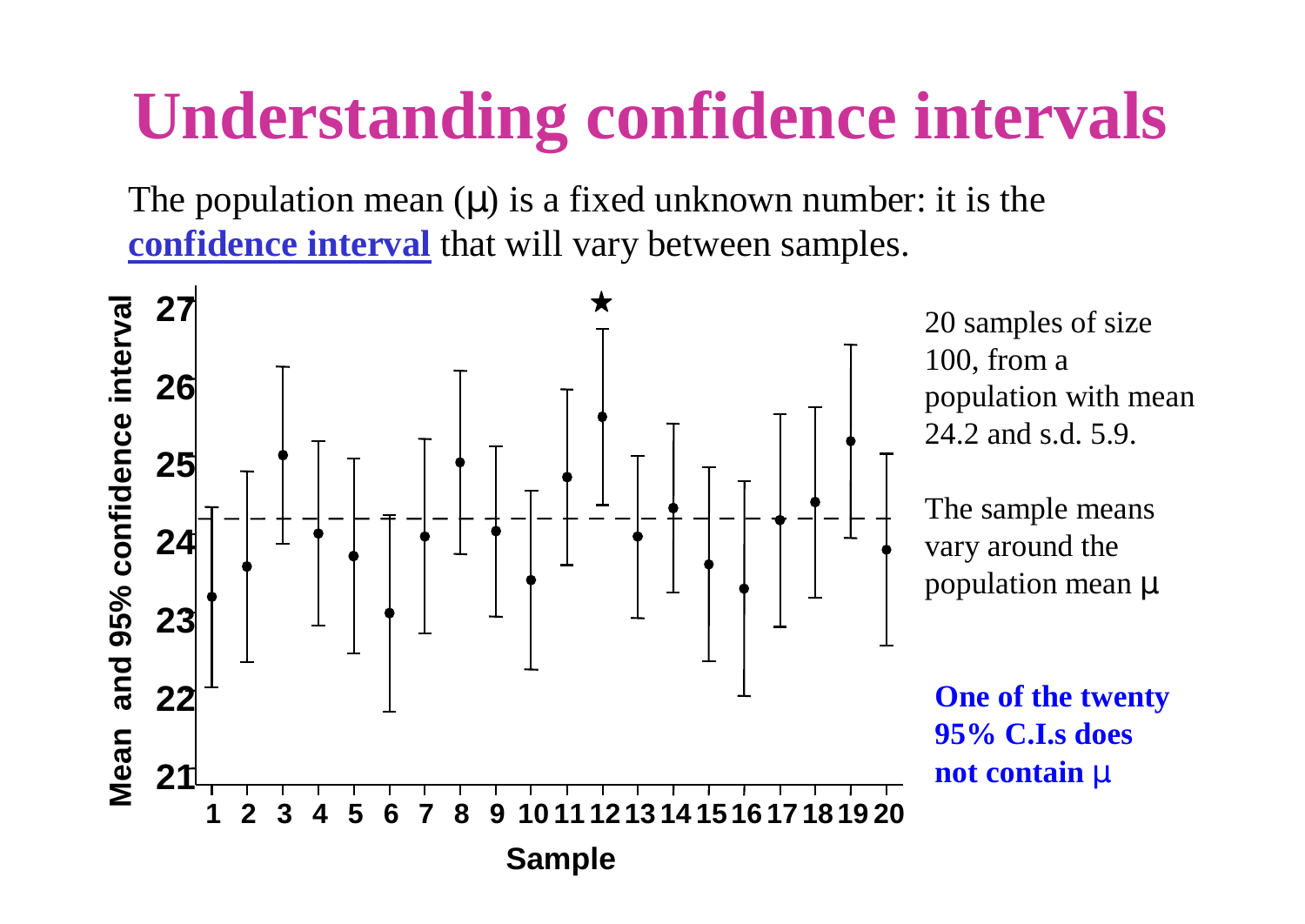# Understanding confidence intervals

The population mean ($\mu$) is a fixed unknown number: it is the **confidence interval** that will vary between samples.

20 samples of size 100, from a population with mean 24.2 and s.d. 5.9.

The sample means vary around the population mean $\mu$

**One of the twenty 95% C.I.s does not contain $\mu$**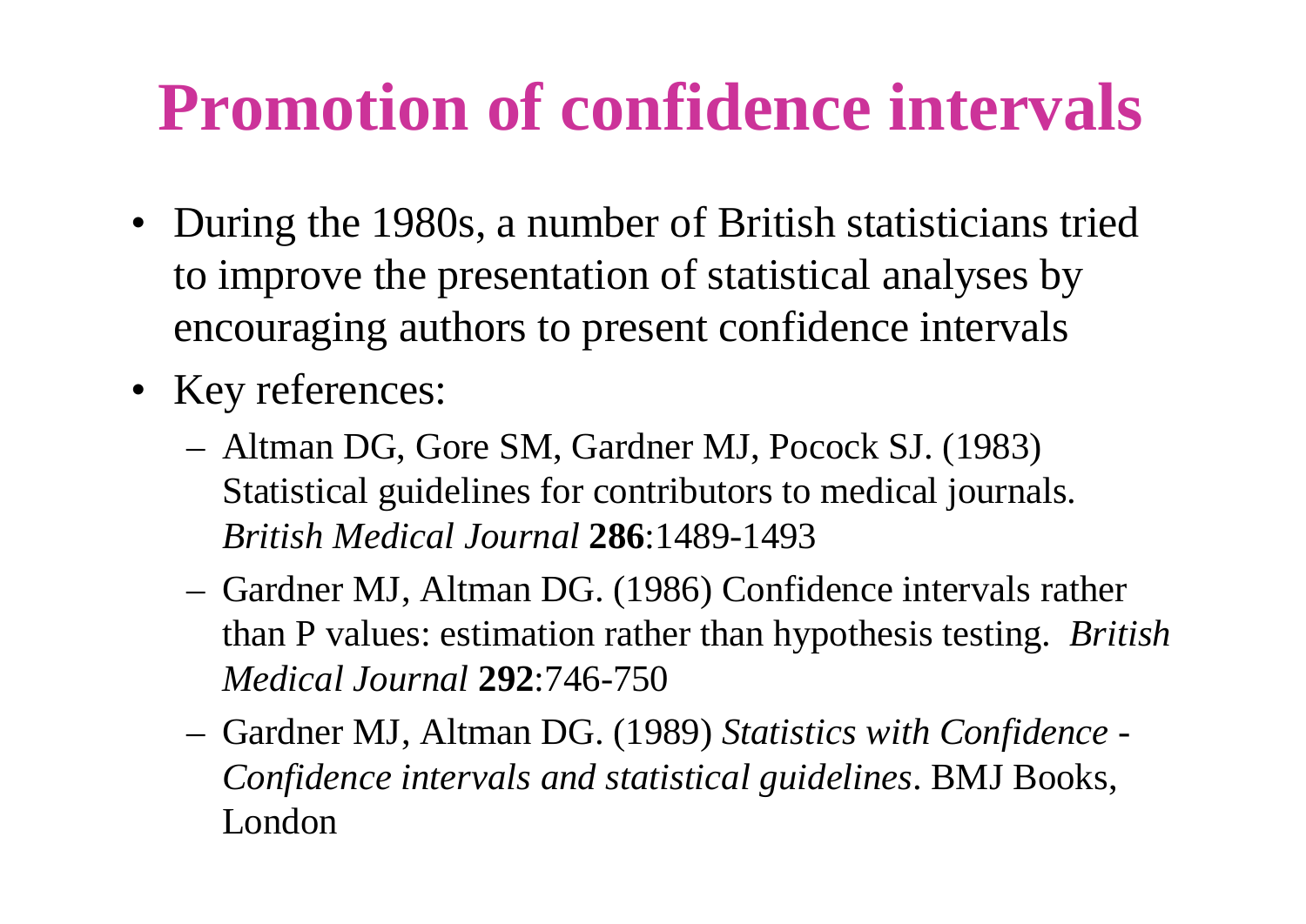# Promotion of confidence intervals

- During the 1980s, a number of British statisticians tried to improve the presentation of statistical analyses by encouraging authors to present confidence intervals
- Key references:
  - Altman DG, Gore SM, Gardner MJ, Pocock SJ. (1983) Statistical guidelines for contributors to medical journals. *British Medical Journal* **286**:1489-1493
  - Gardner MJ, Altman DG. (1986) Confidence intervals rather than P values: estimation rather than hypothesis testing. *British Medical Journal* **292**:746-750
  - Gardner MJ, Altman DG. (1989) *Statistics with Confidence - Confidence intervals and statistical guidelines*. BMJ Books, London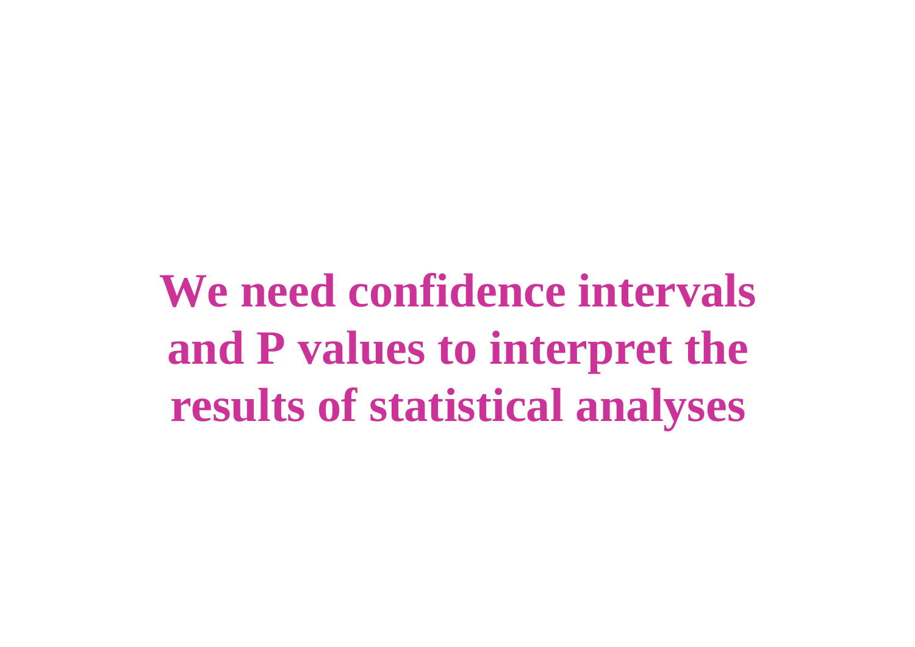**We need confidence intervals and P values to interpret the results of statistical analyses**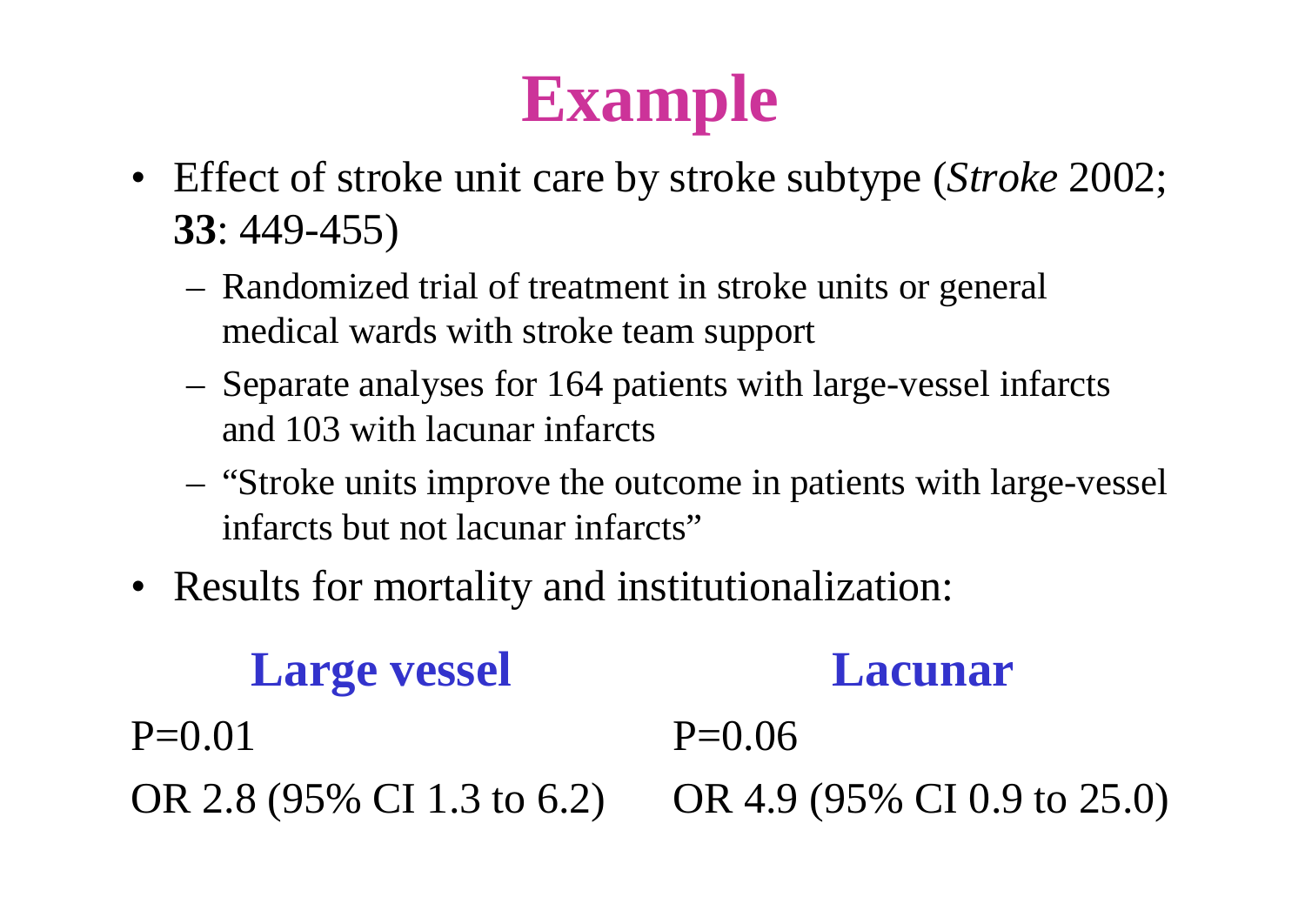# Example

- Effect of stroke unit care by stroke subtype (*Stroke* 2002; **33**: 449-455)
  - Randomized trial of treatment in stroke units or general medical wards with stroke team support
  - Separate analyses for 164 patients with large-vessel infarcts and 103 with lacunar infarcts
  - "Stroke units improve the outcome in patients with large-vessel infarcts but not lacunar infarcts"
- Results for mortality and institutionalization:

| Large vessel | Lacunar |
| --- | --- |
| P=0.01 | P=0.06 |
| OR 2.8 (95% CI 1.3 to 6.2) | OR 4.9 (95% CI 0.9 to 25.0) |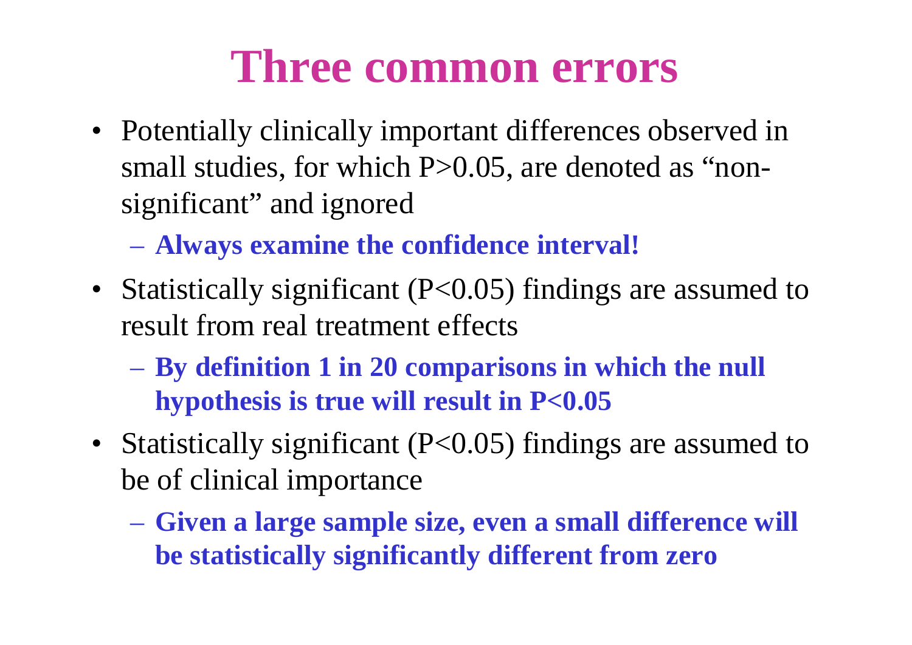# Three common errors

- Potentially clinically important differences observed in small studies, for which $P>0.05$, are denoted as “non-significant” and ignored
  - **Always examine the confidence interval!**
- Statistically significant ($P<0.05$) findings are assumed to result from real treatment effects
  - **By definition 1 in 20 comparisons in which the null hypothesis is true will result in $P<0.05$**
- Statistically significant ($P<0.05$) findings are assumed to be of clinical importance
  - **Given a large sample size, even a small difference will be statistically significantly different from zero**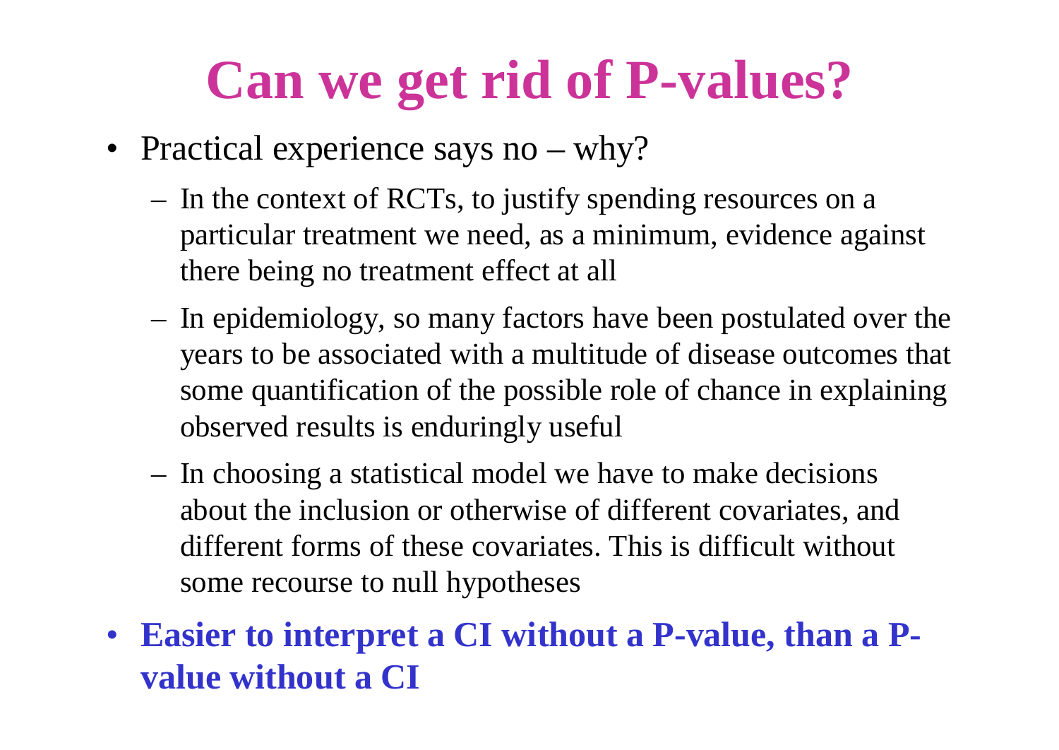# Can we get rid of P-values?

- Practical experience says no – why?
  - In the context of RCTs, to justify spending resources on a particular treatment we need, as a minimum, evidence against there being no treatment effect at all
  - In epidemiology, so many factors have been postulated over the years to be associated with a multitude of disease outcomes that some quantification of the possible role of chance in explaining observed results is enduringly useful
  - In choosing a statistical model we have to make decisions about the inclusion or otherwise of different covariates, and different forms of these covariates. This is difficult without some recourse to null hypotheses
- **Easier to interpret a CI without a P-value, than a P-value without a CI**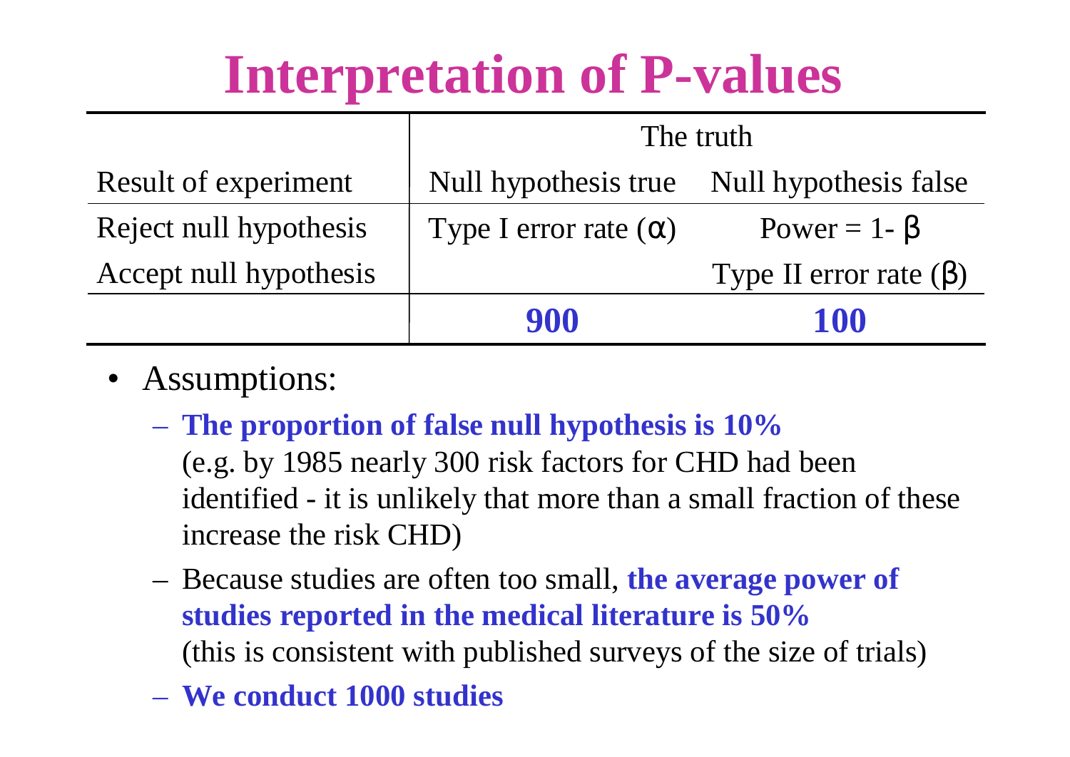# Interpretation of P-values

| | The truth | |
|---|---|---|
| Result of experiment | Null hypothesis true | Null hypothesis false |
| Reject null hypothesis | Type I error rate ($\alpha$) | Power = 1- $\beta$ |
| Accept null hypothesis | | Type II error rate ($\beta$) |
| | **900** | **100** |

- Assumptions:
  - **The proportion of false null hypothesis is 10%** (e.g. by 1985 nearly 300 risk factors for CHD had been identified - it is unlikely that more than a small fraction of these increase the risk CHD)
  - Because studies are often too small, **the average power of studies reported in the medical literature is 50%** (this is consistent with published surveys of the size of trials)
  - **We conduct 1000 studies**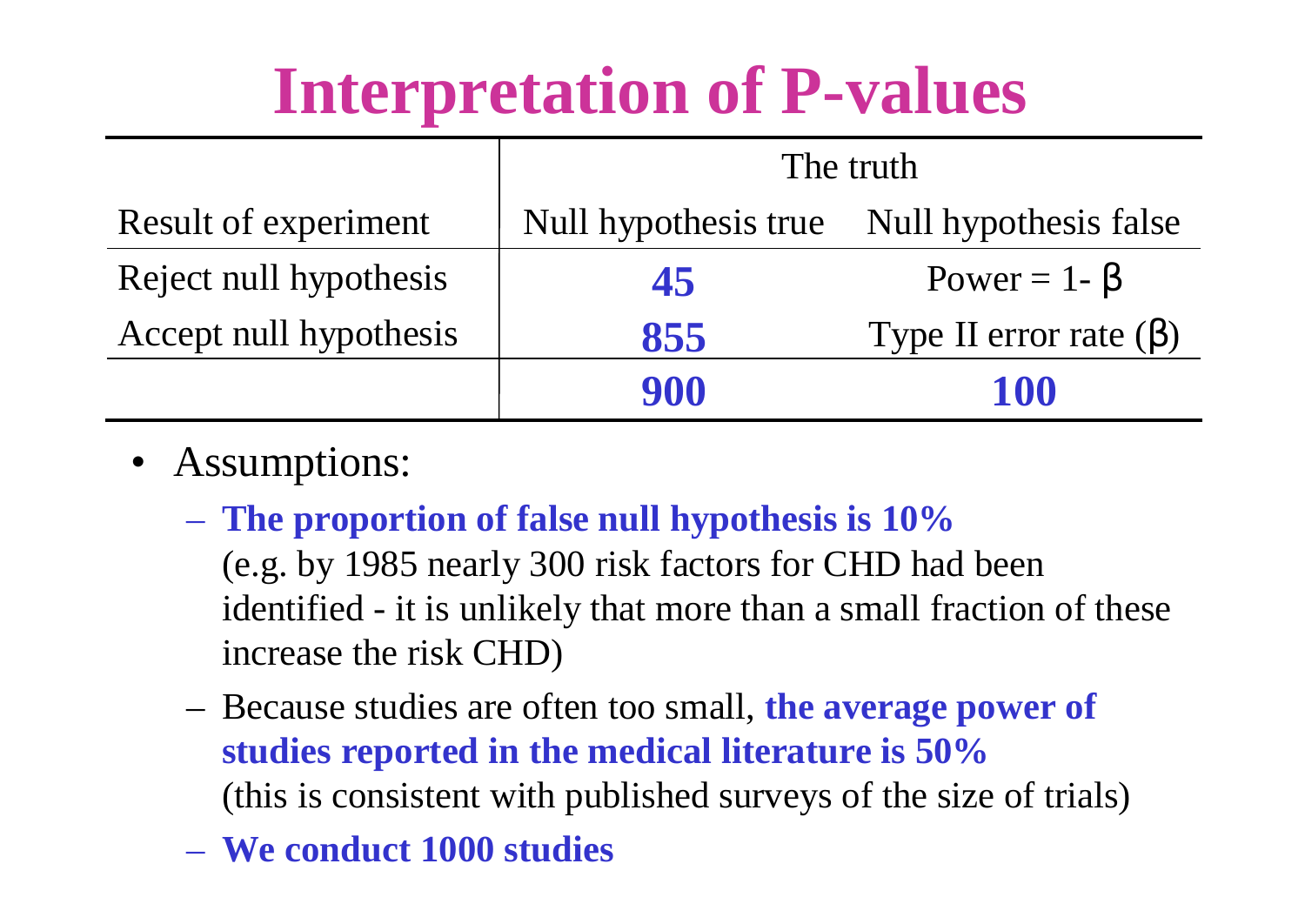# Interpretation of P-values

| | The truth | |
|---|---|---|
| Result of experiment | Null hypothesis true | Null hypothesis false |
| Reject null hypothesis | **45** | Power = 1- $\beta$ |
| Accept null hypothesis | **855** | Type II error rate ($\beta$) |
| | **900** | **100** |

- Assumptions:
  - **The proportion of false null hypothesis is 10%** (e.g. by 1985 nearly 300 risk factors for CHD had been identified - it is unlikely that more than a small fraction of these increase the risk CHD)
  - Because studies are often too small, **the average power of studies reported in the medical literature is 50%** (this is consistent with published surveys of the size of trials)
  - **We conduct 1000 studies**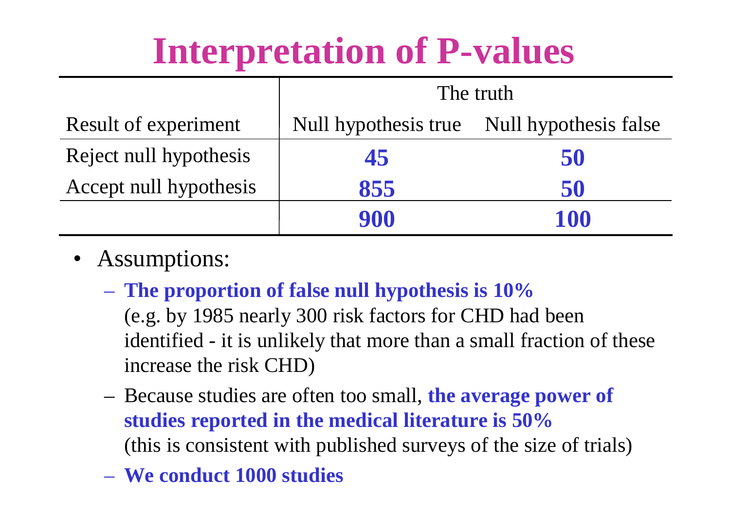# Interpretation of P-values

| | The truth | |
|---|---|---|
| Result of experiment | Null hypothesis true | Null hypothesis false |
| Reject null hypothesis | **45** | **50** |
| Accept null hypothesis | **855** | **50** |
| | **900** | **100** |

- Assumptions:
  - **The proportion of false null hypothesis is 10%**
    (e.g. by 1985 nearly 300 risk factors for CHD had been identified - it is unlikely that more than a small fraction of these increase the risk CHD)
  - Because studies are often too small, **the average power of studies reported in the medical literature is 50%**
    (this is consistent with published surveys of the size of trials)
  - **We conduct 1000 studies**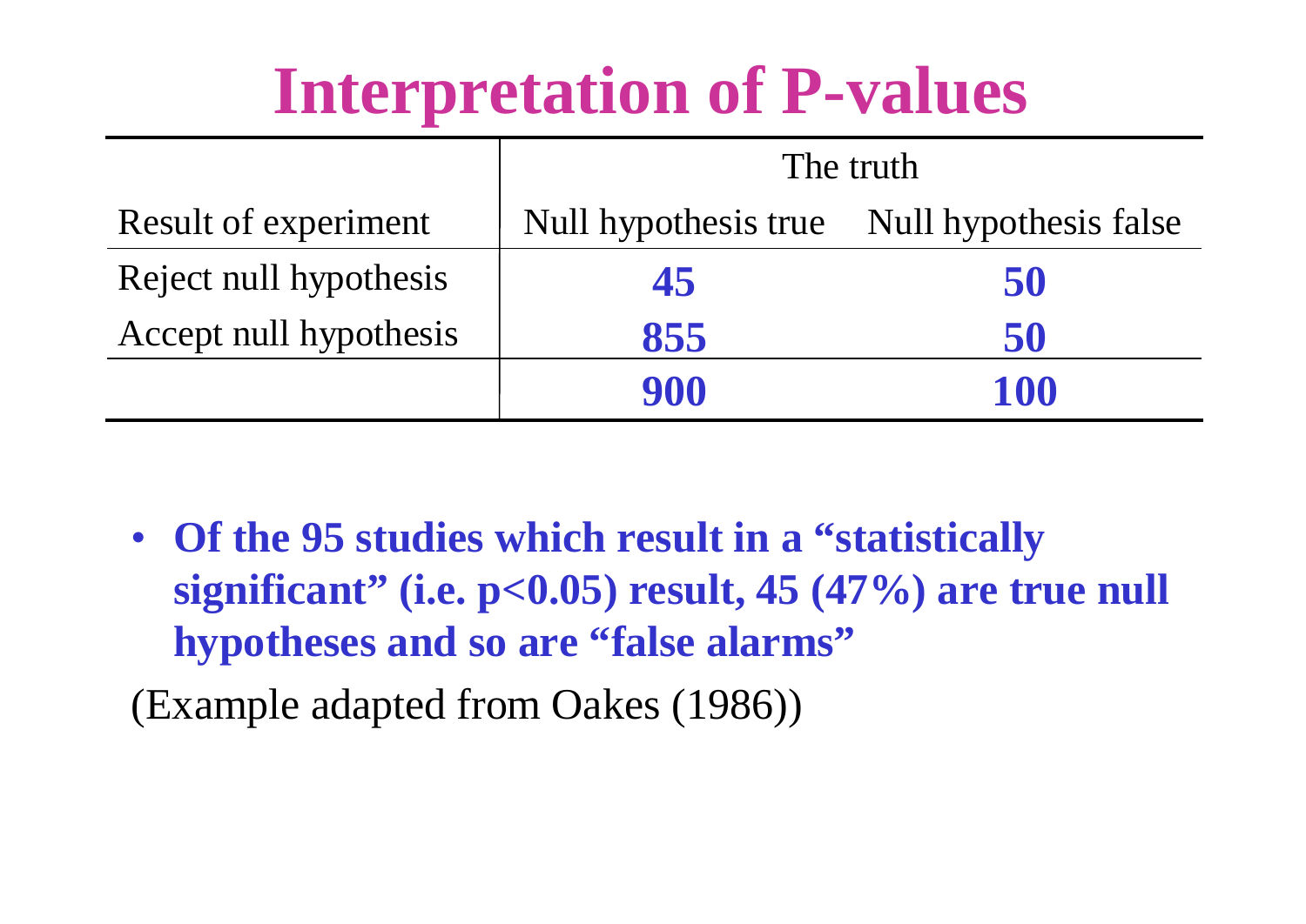# Interpretation of P-values

| | The truth | |
|---|---|---|
| Result of experiment | Null hypothesis true | Null hypothesis false |
| Reject null hypothesis | **45** | **50** |
| Accept null hypothesis | **855** | **50** |
| | **900** | **100** |

- **Of the 95 studies which result in a "statistically significant" (i.e. $p<0.05$) result, 45 (47%) are true null hypotheses and so are "false alarms"**

(Example adapted from Oakes (1986))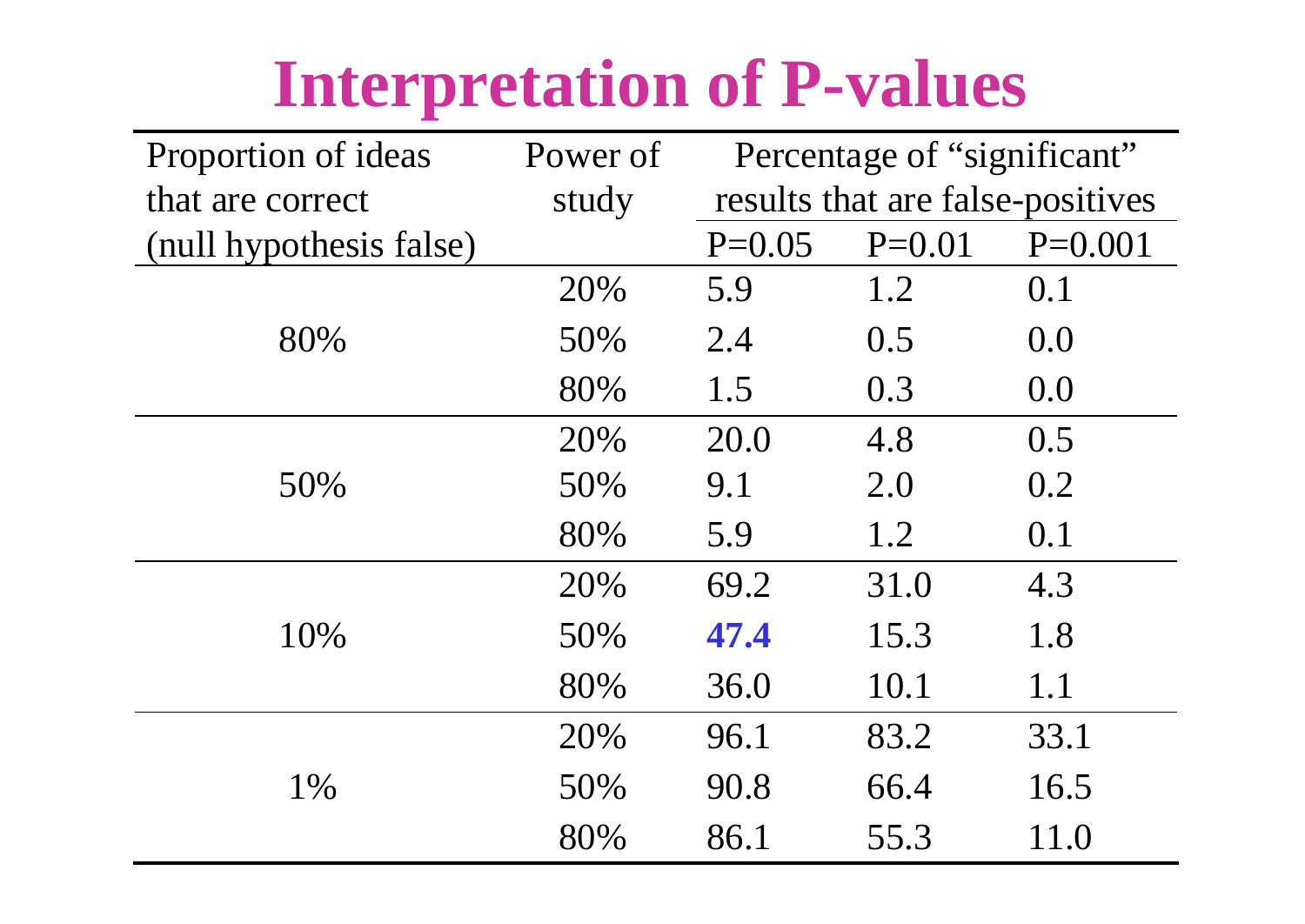# Interpretation of P-values

| Proportion of ideas that are correct (null hypothesis false) | Power of study | Percentage of "significant" results that are false-positives | | |
|---|---|---|---|---|
| | | P=0.05 | P=0.01 | P=0.001 |
| 80% | 20% | 5.9 | 1.2 | 0.1 |
| | 50% | 2.4 | 0.5 | 0.0 |
| | 80% | 1.5 | 0.3 | 0.0 |
| 50% | 20% | 20.0 | 4.8 | 0.5 |
| | 50% | 9.1 | 2.0 | 0.2 |
| | 80% | 5.9 | 1.2 | 0.1 |
| 10% | 20% | 69.2 | 31.0 | 4.3 |
| | 50% | **47.4** | 15.3 | 1.8 |
| | 80% | 36.0 | 10.1 | 1.1 |
| 1% | 20% | 96.1 | 83.2 | 33.1 |
| | 50% | 90.8 | 66.4 | 16.5 |
| | 80% | 86.1 | 55.3 | 11.0 |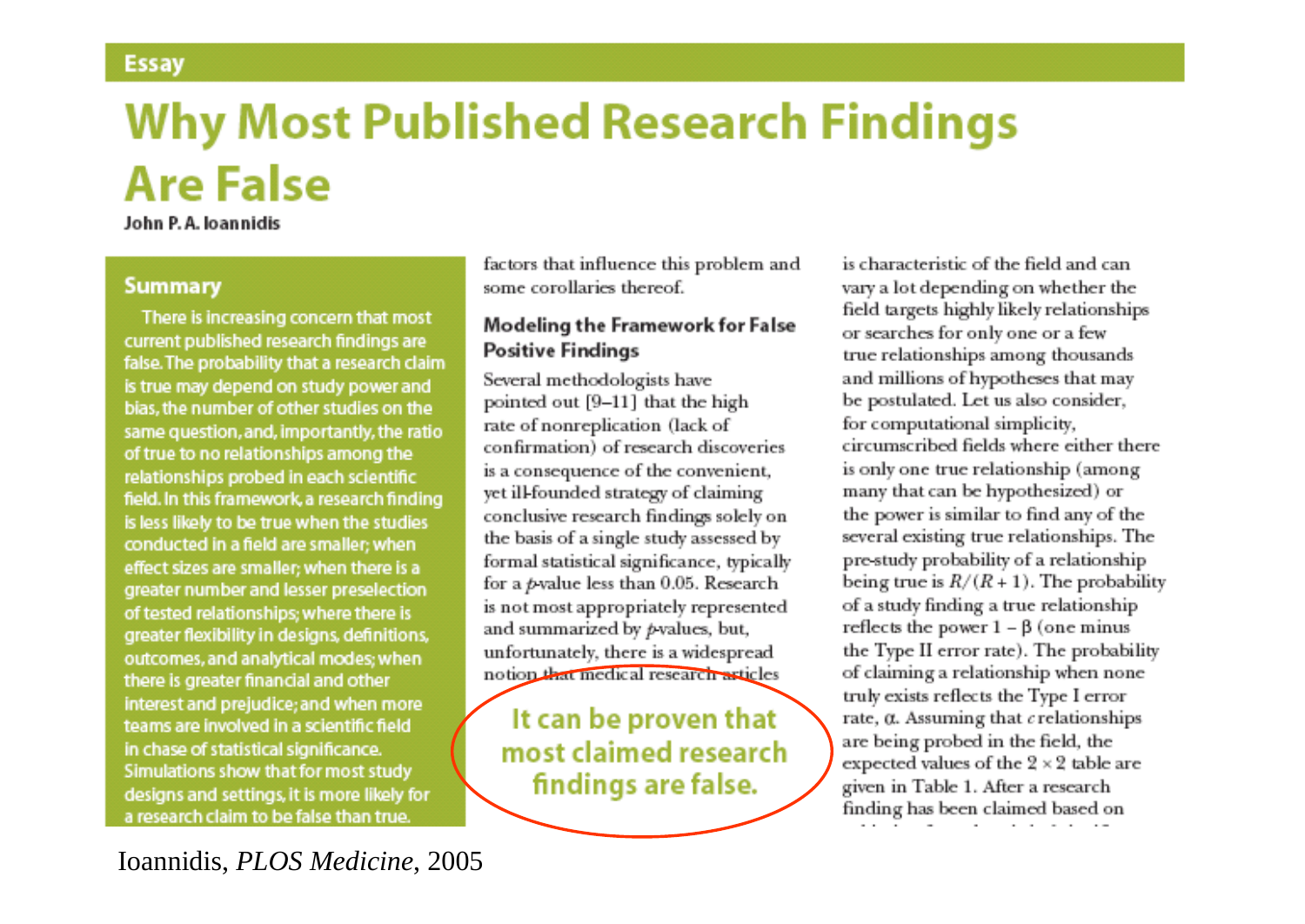Essay

# Why Most Published Research Findings Are False

John P. A. Ioannidis

## Summary

There is increasing concern that most current published research findings are false. The probability that a research claim is true may depend on study power and bias, the number of other studies on the same question, and, importantly, the ratio of true to no relationships among the relationships probed in each scientific field. In this framework, a research finding is less likely to be true when the studies conducted in a field are smaller; when effect sizes are smaller; when there is a greater number and lesser preselection of tested relationships; where there is greater flexibility in designs, definitions, outcomes, and analytical modes; when there is greater financial and other interest and prejudice; and when more teams are involved in a scientific field in chase of statistical significance. Simulations show that for most study designs and settings, it is more likely for a research claim to be false than true.

factors that influence this problem and some corollaries thereof.

### Modeling the Framework for False Positive Findings

Several methodologists have pointed out [9–11] that the high rate of nonreplication (lack of confirmation) of research discoveries is a consequence of the convenient, yet ill-founded strategy of claiming conclusive research findings solely on the basis of a single study assessed by formal statistical significance, typically for a *p*-value less than 0.05. Research is not most appropriately represented and summarized by *p*-values, but, unfortunately, there is a widespread notion that medical research articles

**It can be proven that most claimed research findings are false.**

is characteristic of the field and can vary a lot depending on whether the field targets highly likely relationships or searches for only one or a few true relationships among thousands and millions of hypotheses that may be postulated. Let us also consider, for computational simplicity, circumscribed fields where either there is only one true relationship (among many that can be hypothesized) or the power is similar to find any of the several existing true relationships. The pre-study probability of a relationship being true is $R/(R+1)$. The probability of a study finding a true relationship reflects the power $1 - \beta$ (one minus the Type II error rate). The probability of claiming a relationship when none truly exists reflects the Type I error rate, $\alpha$. Assuming that $c$ relationships are being probed in the field, the expected values of the $2 \times 2$ table are given in Table 1. After a research finding has been claimed based on

Ioannidis, *PLOS Medicine*, 2005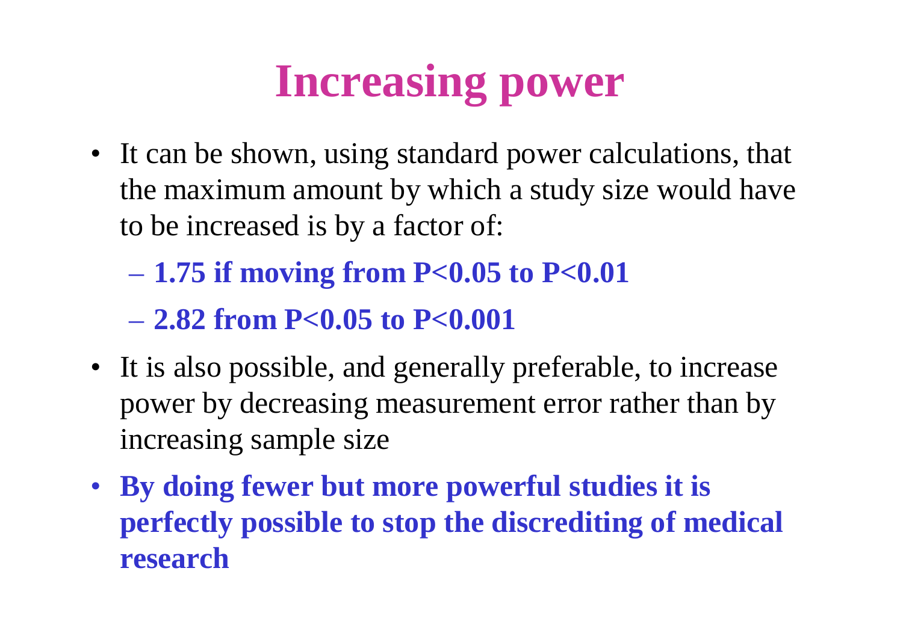# Increasing power

- It can be shown, using standard power calculations, that the maximum amount by which a study size would have to be increased is by a factor of:
  - **1.75 if moving from $P<0.05$ to $P<0.01$**
  - **2.82 from $P<0.05$ to $P<0.001$**
- It is also possible, and generally preferable, to increase power by decreasing measurement error rather than by increasing sample size
- **By doing fewer but more powerful studies it is perfectly possible to stop the discrediting of medical research**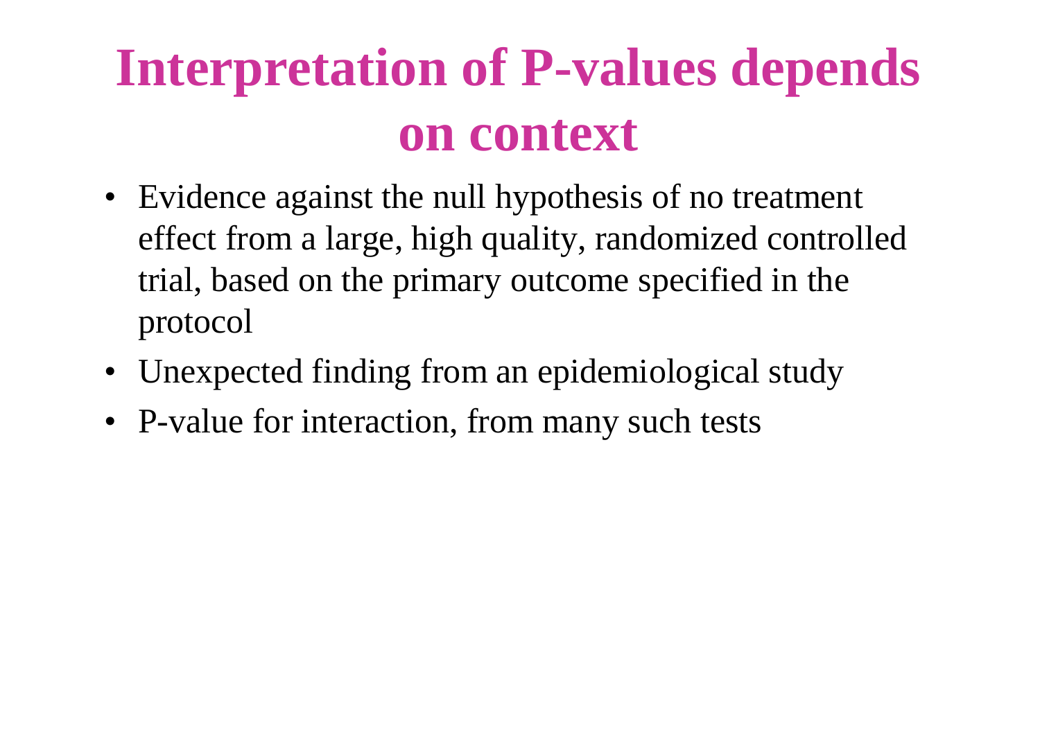# Interpretation of P-values depends on context

- Evidence against the null hypothesis of no treatment effect from a large, high quality, randomized controlled trial, based on the primary outcome specified in the protocol
- Unexpected finding from an epidemiological study
- P-value for interaction, from many such tests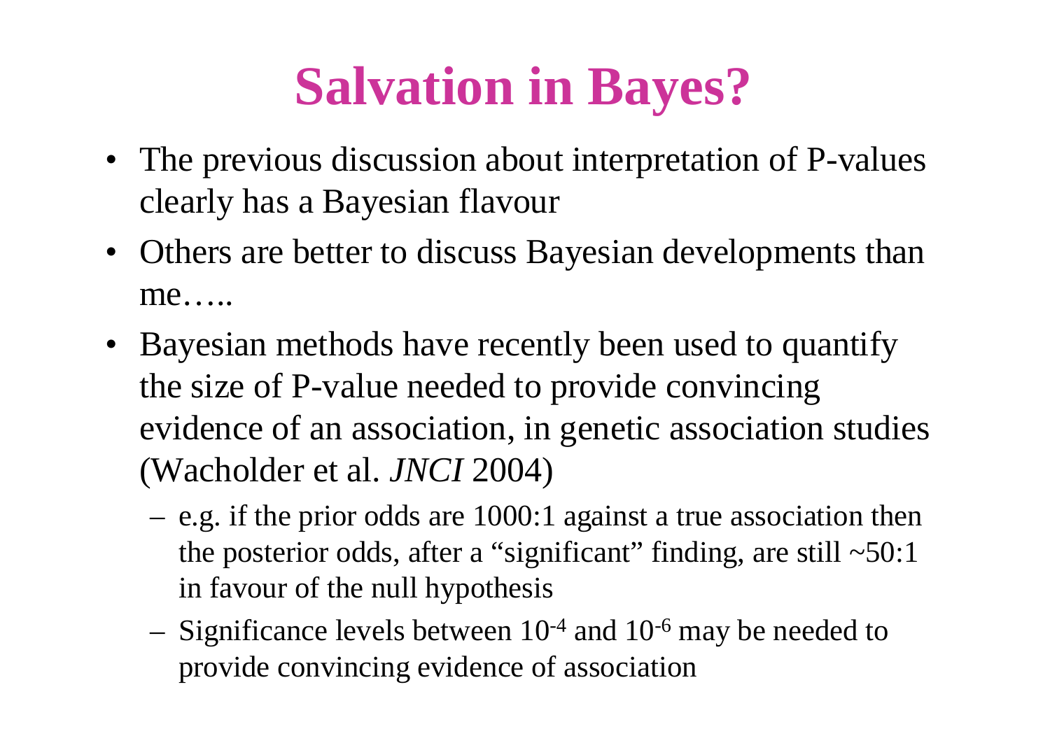# Salvation in Bayes?

- The previous discussion about interpretation of P-values clearly has a Bayesian flavour
- Others are better to discuss Bayesian developments than me…..
- Bayesian methods have recently been used to quantify the size of P-value needed to provide convincing evidence of an association, in genetic association studies (Wacholder et al. *JNCI* 2004)
  - e.g. if the prior odds are 1000:1 against a true association then the posterior odds, after a "significant" finding, are still ~50:1 in favour of the null hypothesis
  - Significance levels between $10^{-4}$ and $10^{-6}$ may be needed to provide convincing evidence of association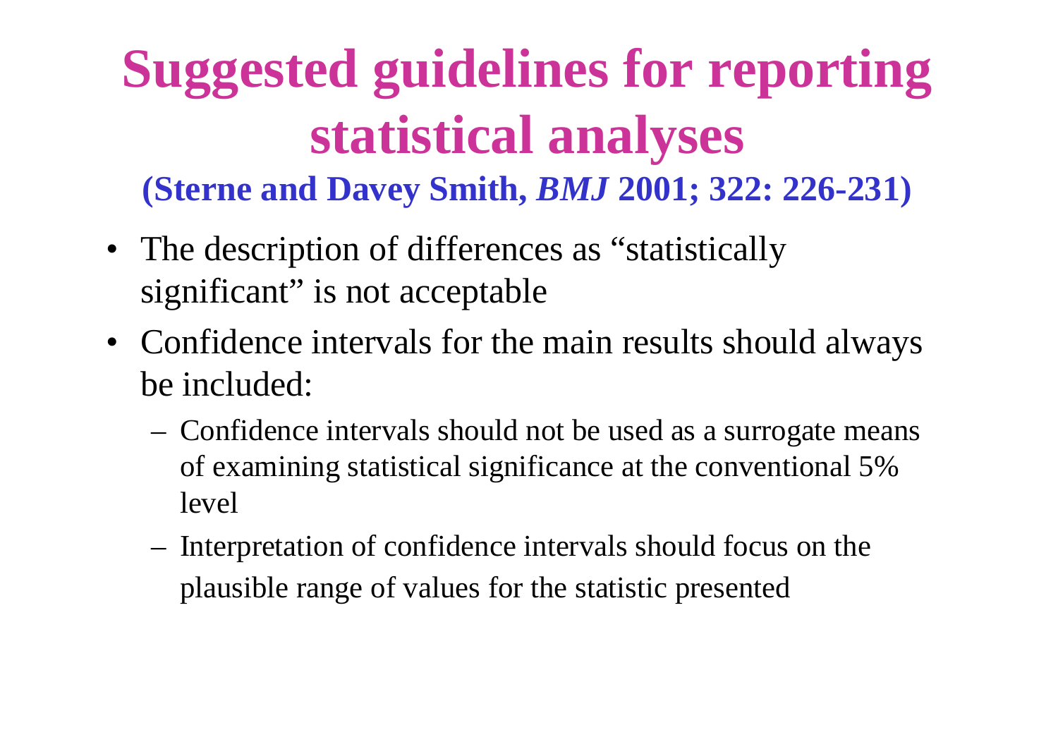# Suggested guidelines for reporting statistical analyses

**(Sterne and Davey Smith, *BMJ* 2001; 322: 226-231)**

- The description of differences as "statistically significant" is not acceptable
- Confidence intervals for the main results should always be included:
  - Confidence intervals should not be used as a surrogate means of examining statistical significance at the conventional 5% level
  - Interpretation of confidence intervals should focus on the plausible range of values for the statistic presented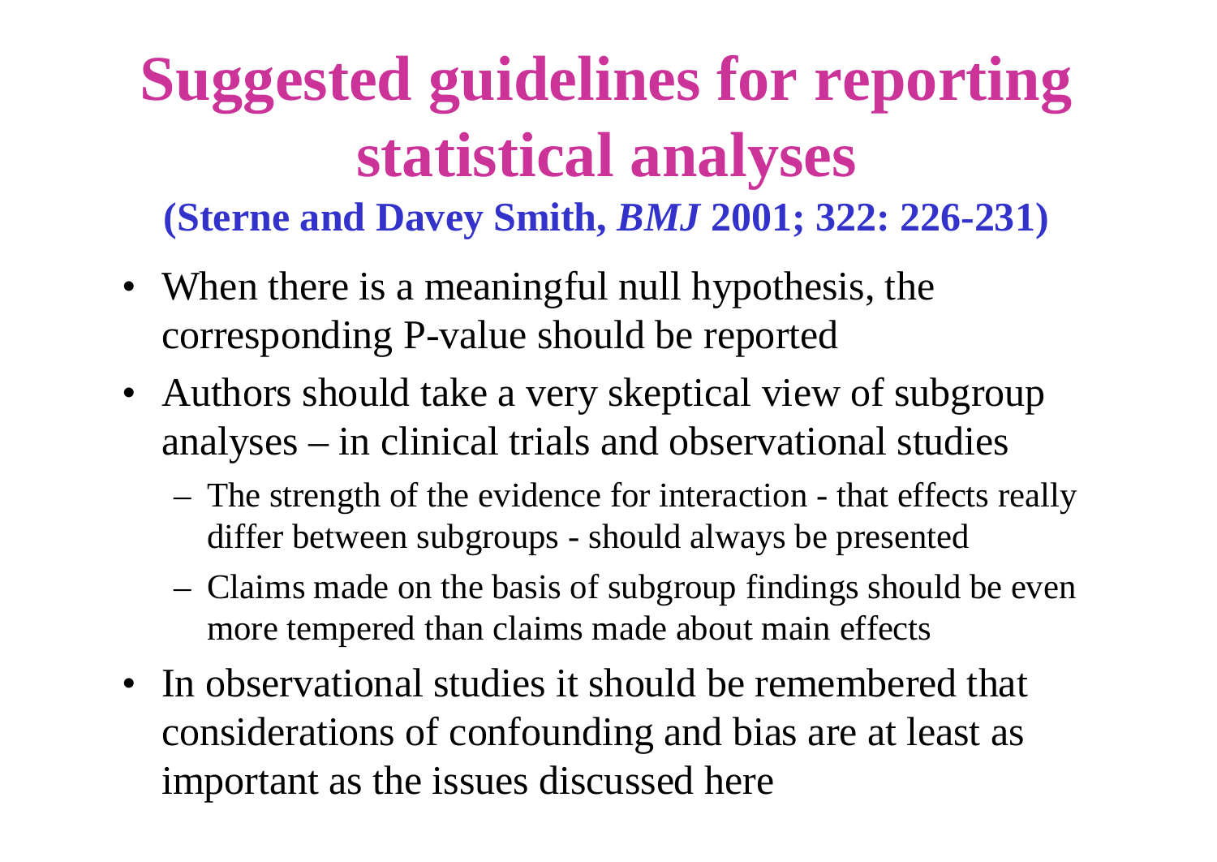# Suggested guidelines for reporting statistical analyses

**(Sterne and Davey Smith, *BMJ* 2001; 322: 226-231)**

- When there is a meaningful null hypothesis, the corresponding P-value should be reported
- Authors should take a very skeptical view of subgroup analyses – in clinical trials and observational studies
  - The strength of the evidence for interaction - that effects really differ between subgroups - should always be presented
  - Claims made on the basis of subgroup findings should be even more tempered than claims made about main effects
- In observational studies it should be remembered that considerations of confounding and bias are at least as important as the issues discussed here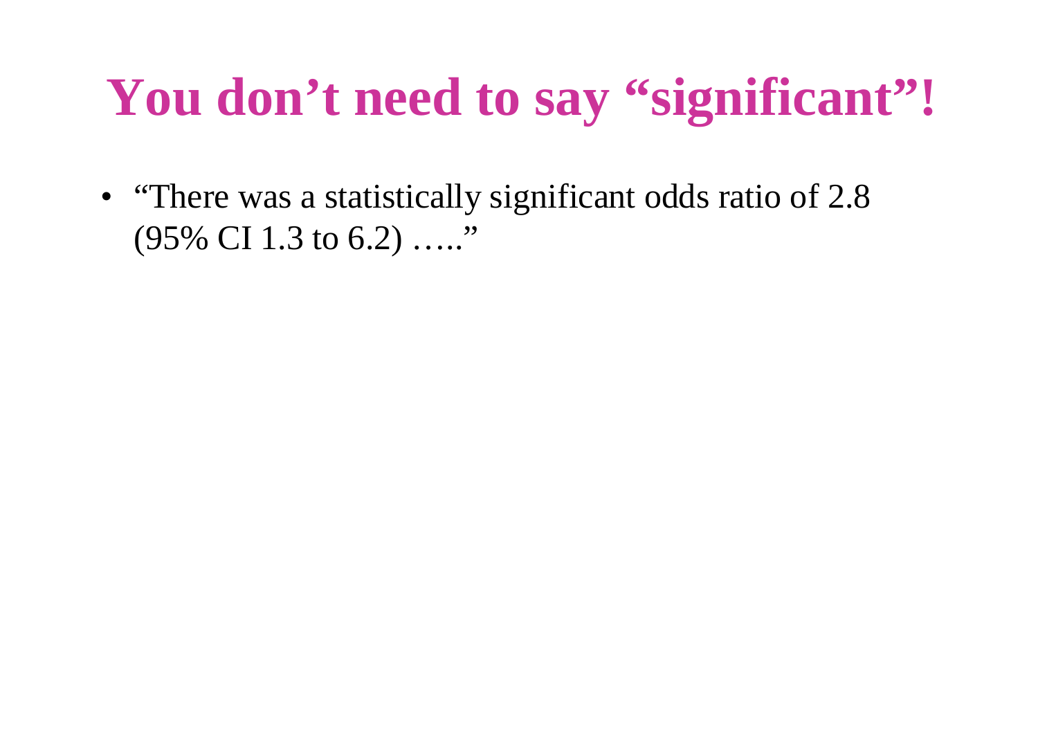# You don't need to say "significant"!

- "There was a statistically significant odds ratio of 2.8 (95% CI 1.3 to 6.2) ….."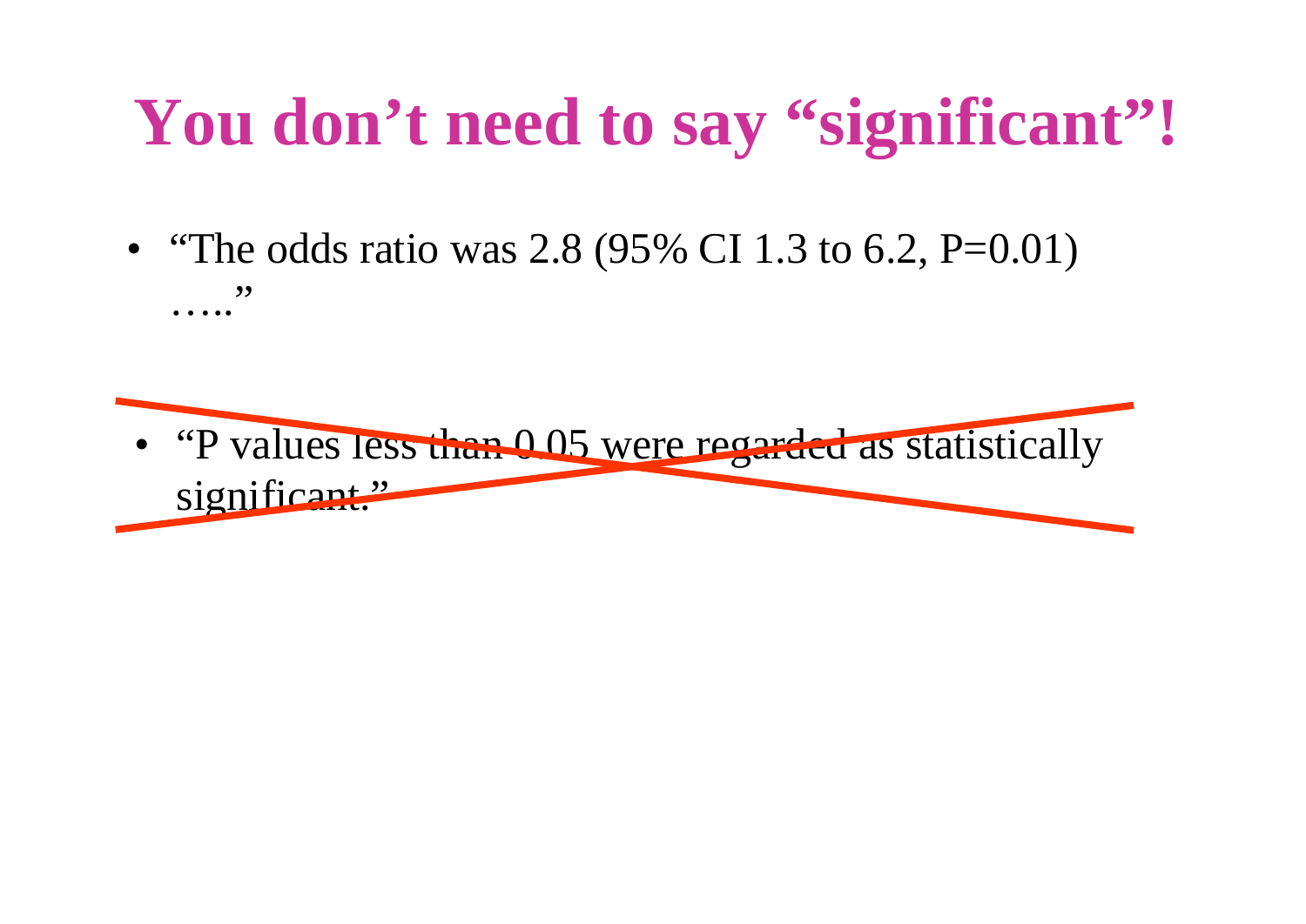# You don’t need to say “significant”!

- “The odds ratio was 2.8 (95% CI 1.3 to 6.2, P=0.01) …..”

- ~~“P values less than 0.05 were regarded as statistically significant.”~~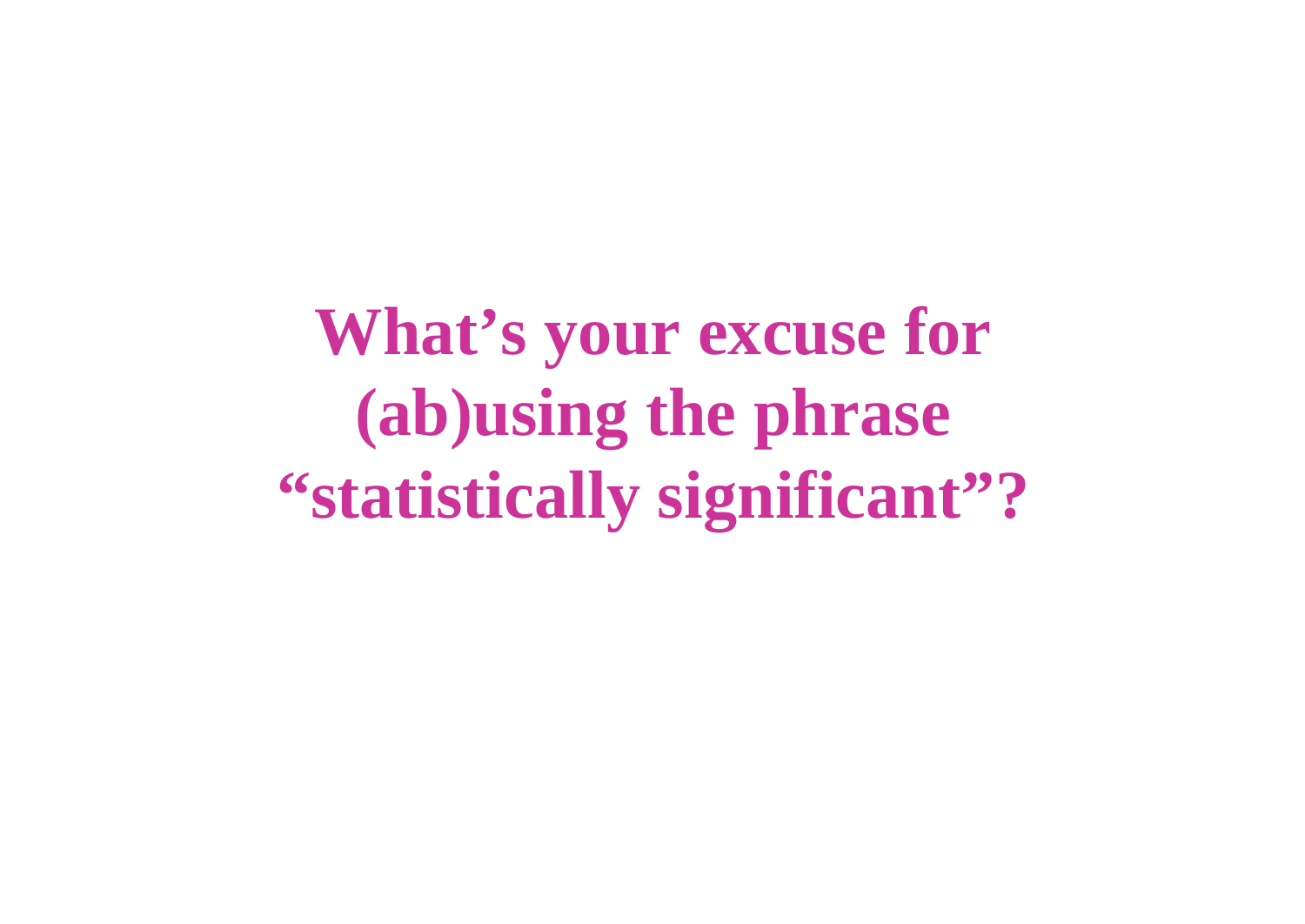# What's your excuse for (ab)using the phrase "statistically significant"?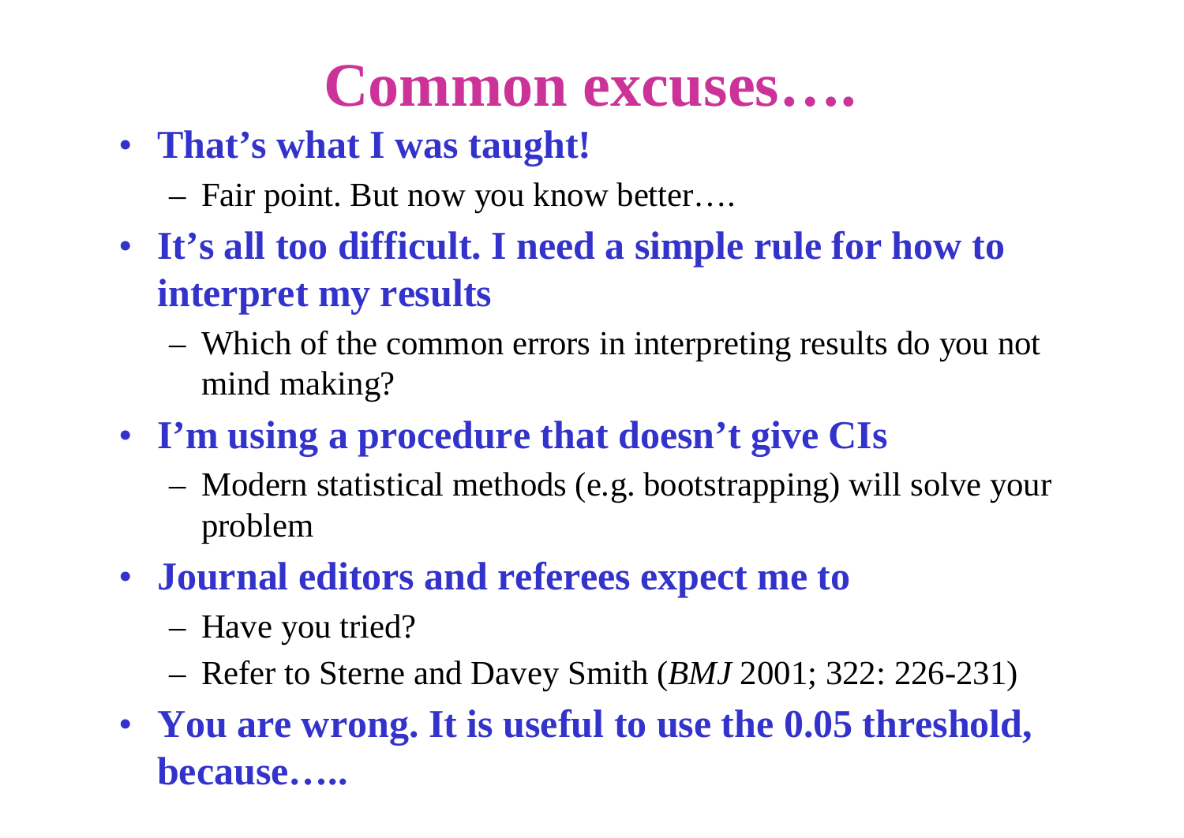# Common excuses….

- **That's what I was taught!**
  - Fair point. But now you know better….
- **It's all too difficult. I need a simple rule for how to interpret my results**
  - Which of the common errors in interpreting results do you not mind making?
- **I'm using a procedure that doesn't give CIs**
  - Modern statistical methods (e.g. bootstrapping) will solve your problem
- **Journal editors and referees expect me to**
  - Have you tried?
  - Refer to Sterne and Davey Smith (*BMJ* 2001; 322: 226-231)
- **You are wrong. It is useful to use the 0.05 threshold, because…..**